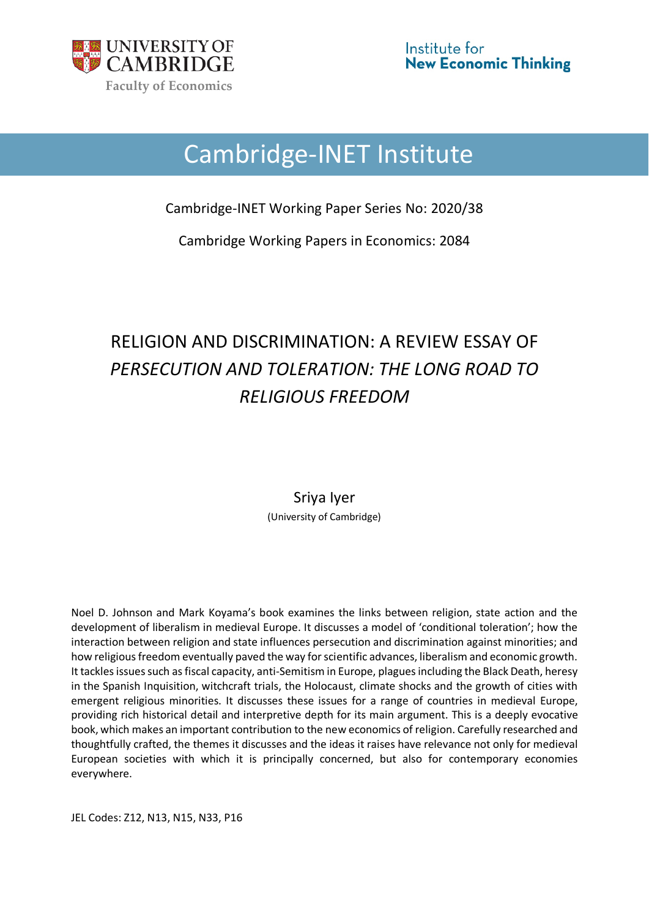UNIVERSITY OF CAMBRIDGE

Faculty of Economics

Institute for New Economic Thinking

# Cambridge-INET Institute

Cambridge-INET Working Paper Series No: 2020/38

Cambridge Working Papers in Economics: 2084

# RELIGION AND DISCRIMINATION: A REVIEW ESSAY OF *PERSECUTION AND TOLERATION: THE LONG ROAD TO RELIGIOUS FREEDOM*

Sriya Iyer

(University of Cambridge)

Noel D. Johnson and Mark Koyama's book examines the links between religion, state action and the development of liberalism in medieval Europe. It discusses a model of 'conditional toleration'; how the interaction between religion and state influences persecution and discrimination against minorities; and how religious freedom eventually paved the way for scientific advances, liberalism and economic growth. It tackles issues such as fiscal capacity, anti-Semitism in Europe, plagues including the Black Death, heresy in the Spanish Inquisition, witchcraft trials, the Holocaust, climate shocks and the growth of cities with emergent religious minorities. It discusses these issues for a range of countries in medieval Europe, providing rich historical detail and interpretive depth for its main argument. This is a deeply evocative book, which makes an important contribution to the new economics of religion. Carefully researched and thoughtfully crafted, the themes it discusses and the ideas it raises have relevance not only for medieval European societies with which it is principally concerned, but also for contemporary economies everywhere.

JEL Codes: Z12, N13, N15, N33, P16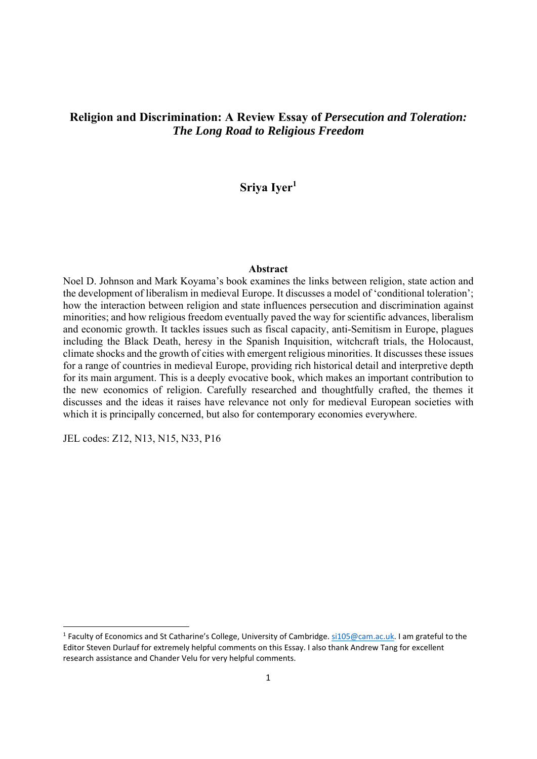# Religion and Discrimination: A Review Essay of *Persecution and Toleration: The Long Road to Religious Freedom*

## Sriya Iyer[1]

### Abstract

Noel D. Johnson and Mark Koyama's book examines the links between religion, state action and the development of liberalism in medieval Europe. It discusses a model of 'conditional toleration'; how the interaction between religion and state influences persecution and discrimination against minorities; and how religious freedom eventually paved the way for scientific advances, liberalism and economic growth. It tackles issues such as fiscal capacity, anti-Semitism in Europe, plagues including the Black Death, heresy in the Spanish Inquisition, witchcraft trials, the Holocaust, climate shocks and the growth of cities with emergent religious minorities. It discusses these issues for a range of countries in medieval Europe, providing rich historical detail and interpretive depth for its main argument. This is a deeply evocative book, which makes an important contribution to the new economics of religion. Carefully researched and thoughtfully crafted, the themes it discusses and the ideas it raises have relevance not only for medieval European societies with which it is principally concerned, but also for contemporary economies everywhere.

JEL codes: Z12, N13, N15, N33, P16

---

[1] Faculty of Economics and St Catharine's College, University of Cambridge. si105@cam.ac.uk. I am grateful to the Editor Steven Durlauf for extremely helpful comments on this Essay. I also thank Andrew Tang for excellent research assistance and Chander Velu for very helpful comments.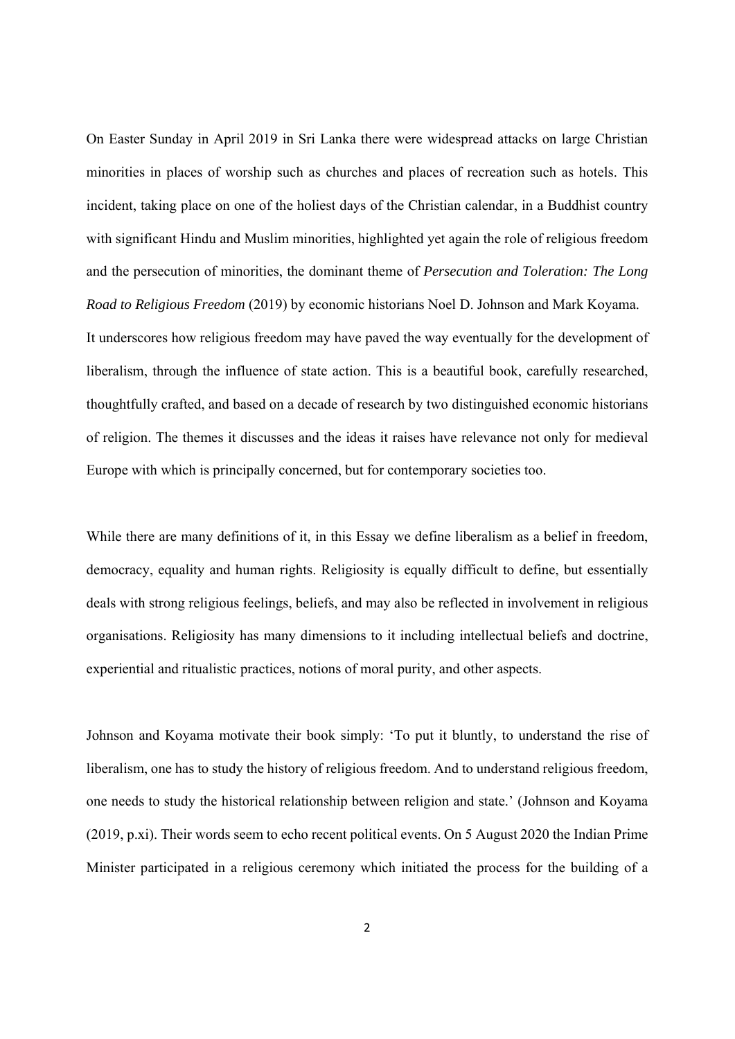On Easter Sunday in April 2019 in Sri Lanka there were widespread attacks on large Christian minorities in places of worship such as churches and places of recreation such as hotels. This incident, taking place on one of the holiest days of the Christian calendar, in a Buddhist country with significant Hindu and Muslim minorities, highlighted yet again the role of religious freedom and the persecution of minorities, the dominant theme of *Persecution and Toleration: The Long Road to Religious Freedom* (2019) by economic historians Noel D. Johnson and Mark Koyama. It underscores how religious freedom may have paved the way eventually for the development of liberalism, through the influence of state action. This is a beautiful book, carefully researched, thoughtfully crafted, and based on a decade of research by two distinguished economic historians of religion. The themes it discusses and the ideas it raises have relevance not only for medieval Europe with which is principally concerned, but for contemporary societies too.

While there are many definitions of it, in this Essay we define liberalism as a belief in freedom, democracy, equality and human rights. Religiosity is equally difficult to define, but essentially deals with strong religious feelings, beliefs, and may also be reflected in involvement in religious organisations. Religiosity has many dimensions to it including intellectual beliefs and doctrine, experiential and ritualistic practices, notions of moral purity, and other aspects.

Johnson and Koyama motivate their book simply: 'To put it bluntly, to understand the rise of liberalism, one has to study the history of religious freedom. And to understand religious freedom, one needs to study the historical relationship between religion and state.' (Johnson and Koyama (2019, p.xi). Their words seem to echo recent political events. On 5 August 2020 the Indian Prime Minister participated in a religious ceremony which initiated the process for the building of a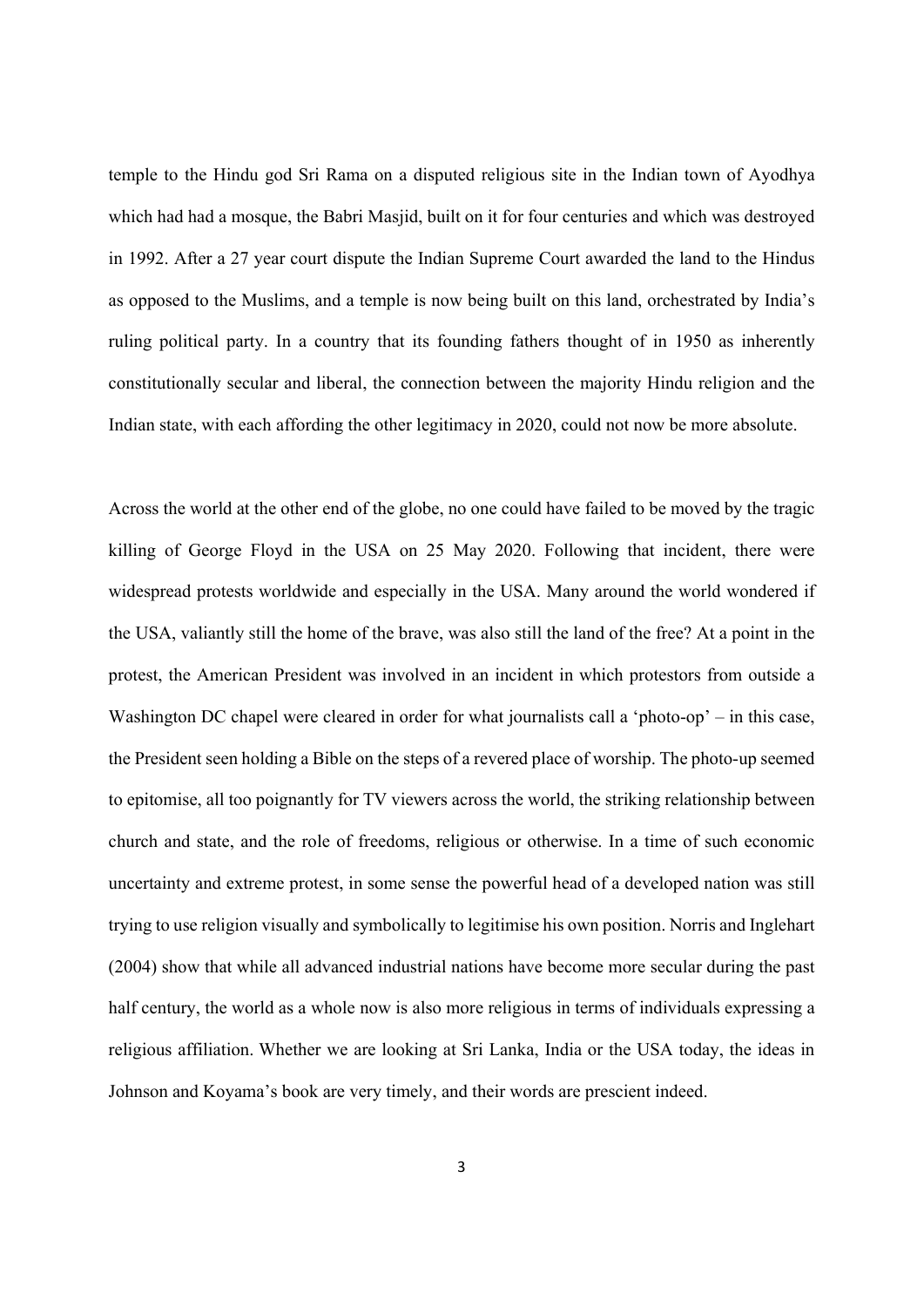temple to the Hindu god Sri Rama on a disputed religious site in the Indian town of Ayodhya which had had a mosque, the Babri Masjid, built on it for four centuries and which was destroyed in 1992. After a 27 year court dispute the Indian Supreme Court awarded the land to the Hindus as opposed to the Muslims, and a temple is now being built on this land, orchestrated by India's ruling political party. In a country that its founding fathers thought of in 1950 as inherently constitutionally secular and liberal, the connection between the majority Hindu religion and the Indian state, with each affording the other legitimacy in 2020, could not now be more absolute.

Across the world at the other end of the globe, no one could have failed to be moved by the tragic killing of George Floyd in the USA on 25 May 2020. Following that incident, there were widespread protests worldwide and especially in the USA. Many around the world wondered if the USA, valiantly still the home of the brave, was also still the land of the free? At a point in the protest, the American President was involved in an incident in which protestors from outside a Washington DC chapel were cleared in order for what journalists call a 'photo-op' – in this case, the President seen holding a Bible on the steps of a revered place of worship. The photo-up seemed to epitomise, all too poignantly for TV viewers across the world, the striking relationship between church and state, and the role of freedoms, religious or otherwise. In a time of such economic uncertainty and extreme protest, in some sense the powerful head of a developed nation was still trying to use religion visually and symbolically to legitimise his own position. Norris and Inglehart (2004) show that while all advanced industrial nations have become more secular during the past half century, the world as a whole now is also more religious in terms of individuals expressing a religious affiliation. Whether we are looking at Sri Lanka, India or the USA today, the ideas in Johnson and Koyama's book are very timely, and their words are prescient indeed.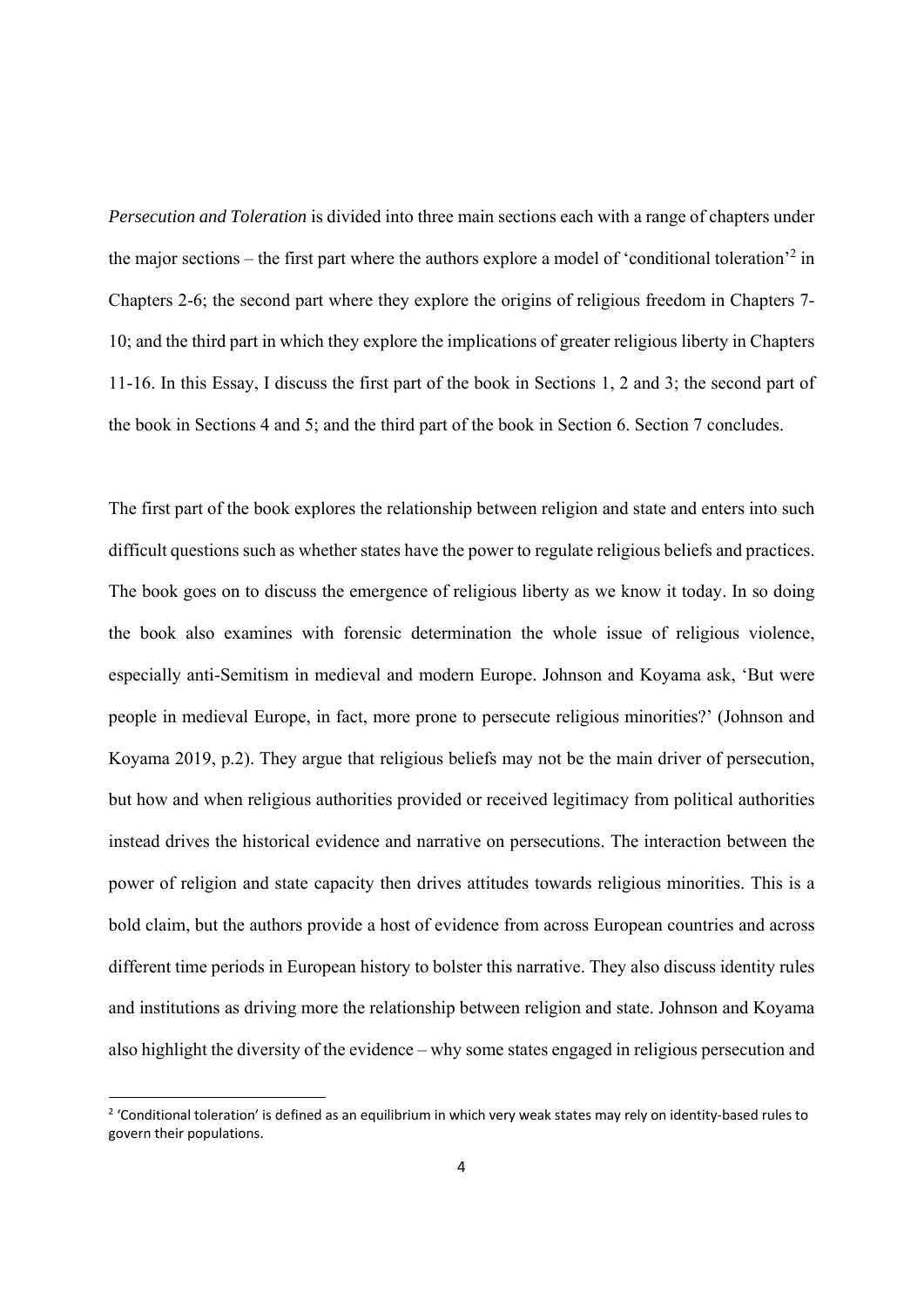*Persecution and Toleration* is divided into three main sections each with a range of chapters under the major sections – the first part where the authors explore a model of 'conditional toleration'[2] in Chapters 2-6; the second part where they explore the origins of religious freedom in Chapters 7-10; and the third part in which they explore the implications of greater religious liberty in Chapters 11-16. In this Essay, I discuss the first part of the book in Sections 1, 2 and 3; the second part of the book in Sections 4 and 5; and the third part of the book in Section 6. Section 7 concludes.

The first part of the book explores the relationship between religion and state and enters into such difficult questions such as whether states have the power to regulate religious beliefs and practices. The book goes on to discuss the emergence of religious liberty as we know it today. In so doing the book also examines with forensic determination the whole issue of religious violence, especially anti-Semitism in medieval and modern Europe. Johnson and Koyama ask, 'But were people in medieval Europe, in fact, more prone to persecute religious minorities?' (Johnson and Koyama 2019, p.2). They argue that religious beliefs may not be the main driver of persecution, but how and when religious authorities provided or received legitimacy from political authorities instead drives the historical evidence and narrative on persecutions. The interaction between the power of religion and state capacity then drives attitudes towards religious minorities. This is a bold claim, but the authors provide a host of evidence from across European countries and across different time periods in European history to bolster this narrative. They also discuss identity rules and institutions as driving more the relationship between religion and state. Johnson and Koyama also highlight the diversity of the evidence – why some states engaged in religious persecution and

[2] 'Conditional toleration' is defined as an equilibrium in which very weak states may rely on identity-based rules to govern their populations.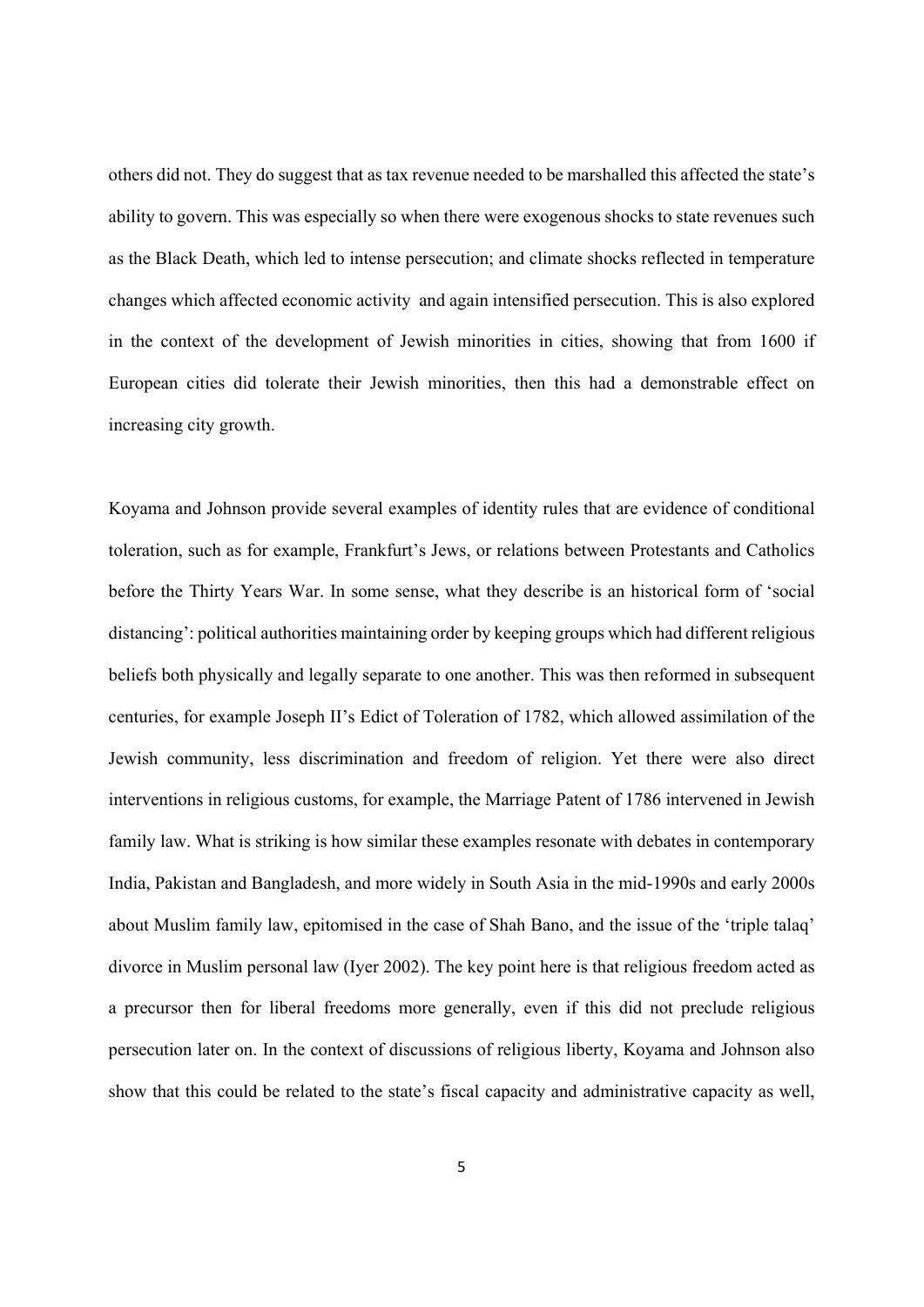others did not. They do suggest that as tax revenue needed to be marshalled this affected the state's ability to govern. This was especially so when there were exogenous shocks to state revenues such as the Black Death, which led to intense persecution; and climate shocks reflected in temperature changes which affected economic activity and again intensified persecution. This is also explored in the context of the development of Jewish minorities in cities, showing that from 1600 if European cities did tolerate their Jewish minorities, then this had a demonstrable effect on increasing city growth.

Koyama and Johnson provide several examples of identity rules that are evidence of conditional toleration, such as for example, Frankfurt's Jews, or relations between Protestants and Catholics before the Thirty Years War. In some sense, what they describe is an historical form of 'social distancing': political authorities maintaining order by keeping groups which had different religious beliefs both physically and legally separate to one another. This was then reformed in subsequent centuries, for example Joseph II's Edict of Toleration of 1782, which allowed assimilation of the Jewish community, less discrimination and freedom of religion. Yet there were also direct interventions in religious customs, for example, the Marriage Patent of 1786 intervened in Jewish family law. What is striking is how similar these examples resonate with debates in contemporary India, Pakistan and Bangladesh, and more widely in South Asia in the mid-1990s and early 2000s about Muslim family law, epitomised in the case of Shah Bano, and the issue of the 'triple talaq' divorce in Muslim personal law (Iyer 2002). The key point here is that religious freedom acted as a precursor then for liberal freedoms more generally, even if this did not preclude religious persecution later on. In the context of discussions of religious liberty, Koyama and Johnson also show that this could be related to the state's fiscal capacity and administrative capacity as well,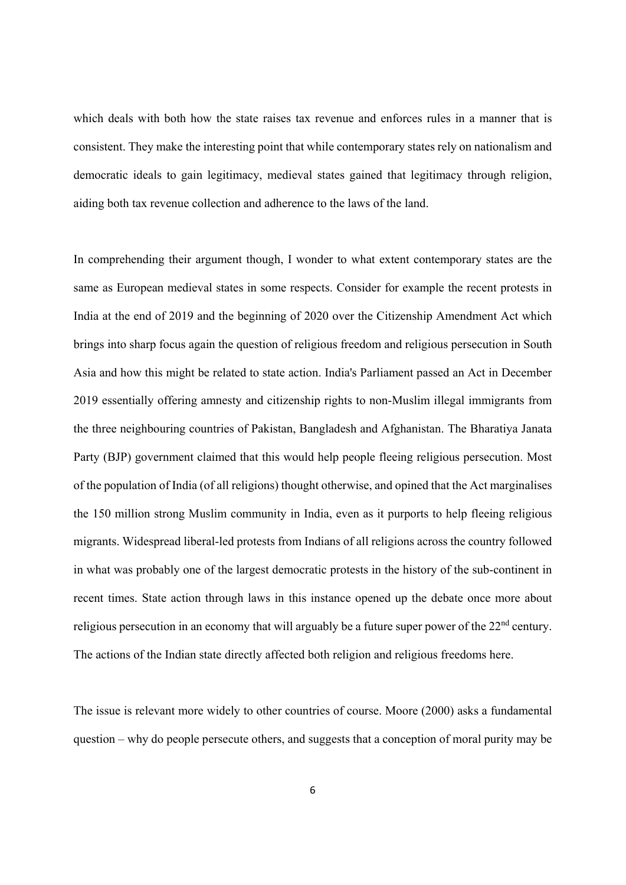which deals with both how the state raises tax revenue and enforces rules in a manner that is consistent. They make the interesting point that while contemporary states rely on nationalism and democratic ideals to gain legitimacy, medieval states gained that legitimacy through religion, aiding both tax revenue collection and adherence to the laws of the land.

In comprehending their argument though, I wonder to what extent contemporary states are the same as European medieval states in some respects. Consider for example the recent protests in India at the end of 2019 and the beginning of 2020 over the Citizenship Amendment Act which brings into sharp focus again the question of religious freedom and religious persecution in South Asia and how this might be related to state action. India's Parliament passed an Act in December 2019 essentially offering amnesty and citizenship rights to non-Muslim illegal immigrants from the three neighbouring countries of Pakistan, Bangladesh and Afghanistan. The Bharatiya Janata Party (BJP) government claimed that this would help people fleeing religious persecution. Most of the population of India (of all religions) thought otherwise, and opined that the Act marginalises the 150 million strong Muslim community in India, even as it purports to help fleeing religious migrants. Widespread liberal-led protests from Indians of all religions across the country followed in what was probably one of the largest democratic protests in the history of the sub-continent in recent times. State action through laws in this instance opened up the debate once more about religious persecution in an economy that will arguably be a future super power of the 22nd century. The actions of the Indian state directly affected both religion and religious freedoms here.

The issue is relevant more widely to other countries of course. Moore (2000) asks a fundamental question – why do people persecute others, and suggests that a conception of moral purity may be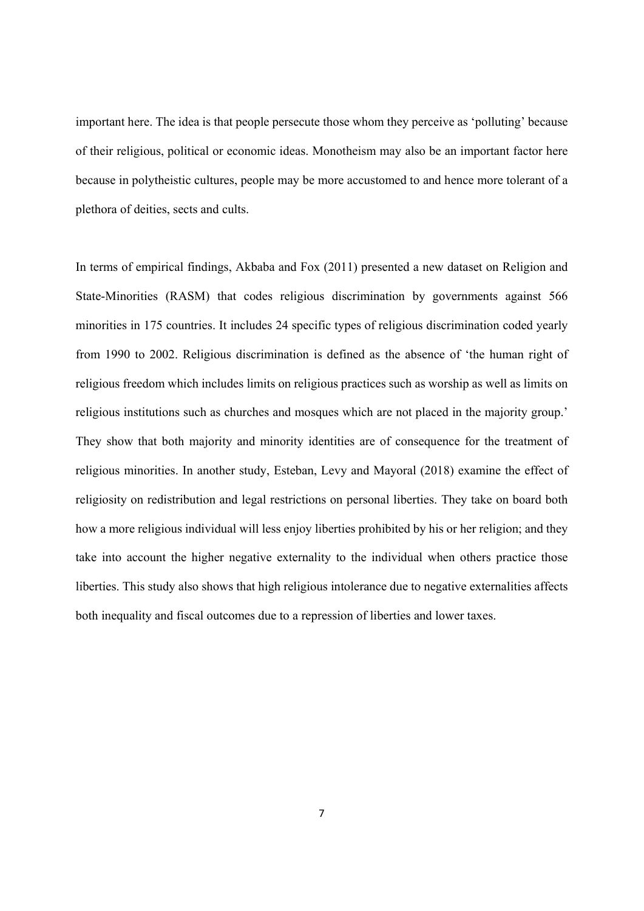important here. The idea is that people persecute those whom they perceive as 'polluting' because of their religious, political or economic ideas. Monotheism may also be an important factor here because in polytheistic cultures, people may be more accustomed to and hence more tolerant of a plethora of deities, sects and cults.

In terms of empirical findings, Akbaba and Fox (2011) presented a new dataset on Religion and State-Minorities (RASM) that codes religious discrimination by governments against 566 minorities in 175 countries. It includes 24 specific types of religious discrimination coded yearly from 1990 to 2002. Religious discrimination is defined as the absence of 'the human right of religious freedom which includes limits on religious practices such as worship as well as limits on religious institutions such as churches and mosques which are not placed in the majority group.' They show that both majority and minority identities are of consequence for the treatment of religious minorities. In another study, Esteban, Levy and Mayoral (2018) examine the effect of religiosity on redistribution and legal restrictions on personal liberties. They take on board both how a more religious individual will less enjoy liberties prohibited by his or her religion; and they take into account the higher negative externality to the individual when others practice those liberties. This study also shows that high religious intolerance due to negative externalities affects both inequality and fiscal outcomes due to a repression of liberties and lower taxes.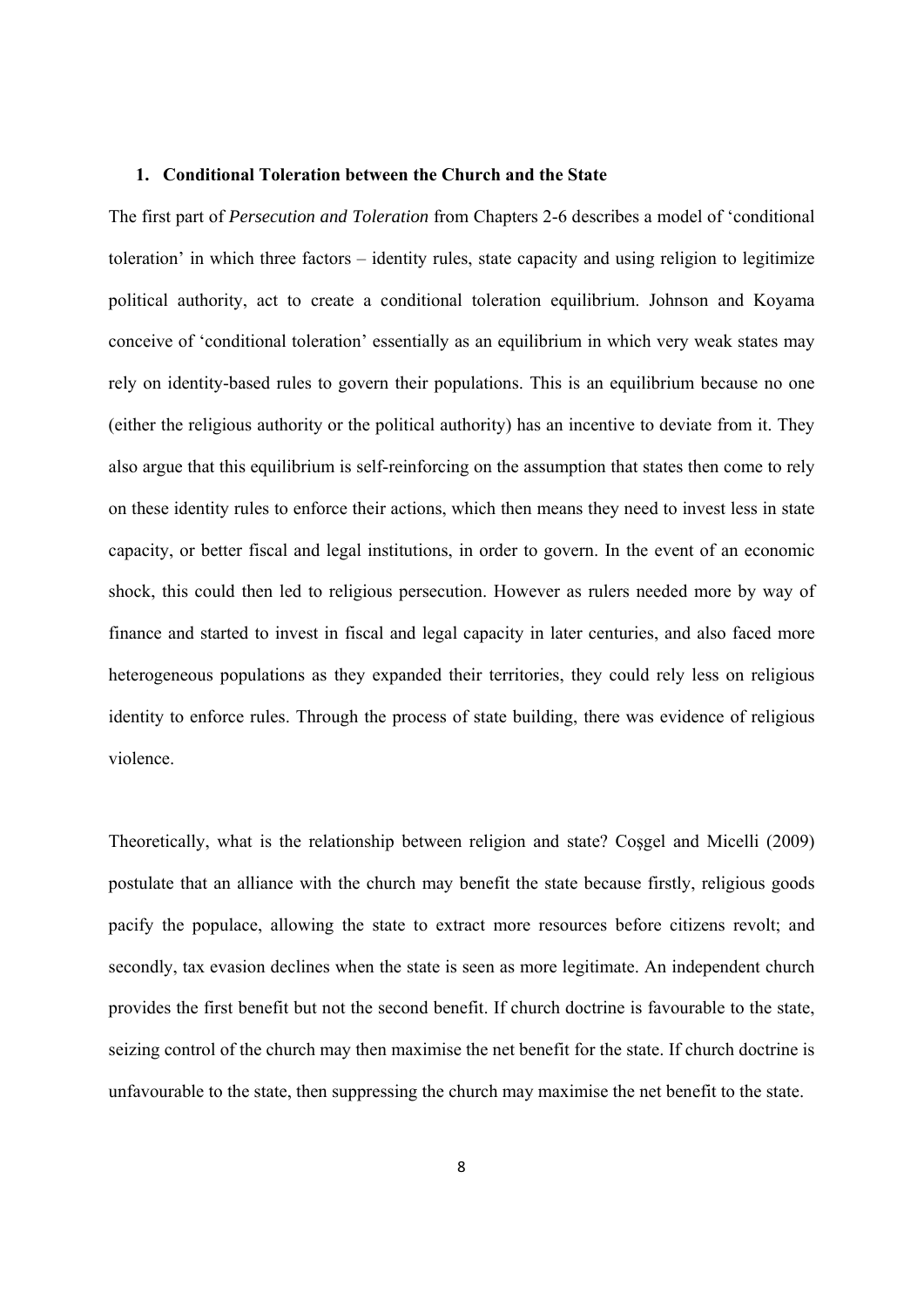## 1. Conditional Toleration between the Church and the State

The first part of *Persecution and Toleration* from Chapters 2-6 describes a model of 'conditional toleration' in which three factors – identity rules, state capacity and using religion to legitimize political authority, act to create a conditional toleration equilibrium. Johnson and Koyama conceive of 'conditional toleration' essentially as an equilibrium in which very weak states may rely on identity-based rules to govern their populations. This is an equilibrium because no one (either the religious authority or the political authority) has an incentive to deviate from it. They also argue that this equilibrium is self-reinforcing on the assumption that states then come to rely on these identity rules to enforce their actions, which then means they need to invest less in state capacity, or better fiscal and legal institutions, in order to govern. In the event of an economic shock, this could then led to religious persecution. However as rulers needed more by way of finance and started to invest in fiscal and legal capacity in later centuries, and also faced more heterogeneous populations as they expanded their territories, they could rely less on religious identity to enforce rules. Through the process of state building, there was evidence of religious violence.

Theoretically, what is the relationship between religion and state? Coşgel and Micelli (2009) postulate that an alliance with the church may benefit the state because firstly, religious goods pacify the populace, allowing the state to extract more resources before citizens revolt; and secondly, tax evasion declines when the state is seen as more legitimate. An independent church provides the first benefit but not the second benefit. If church doctrine is favourable to the state, seizing control of the church may then maximise the net benefit for the state. If church doctrine is unfavourable to the state, then suppressing the church may maximise the net benefit to the state.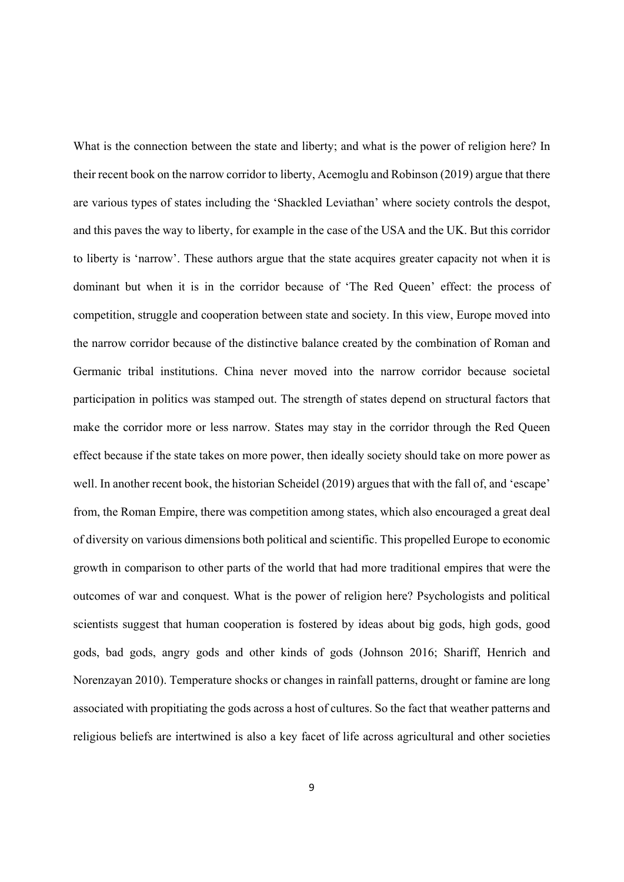What is the connection between the state and liberty; and what is the power of religion here? In their recent book on the narrow corridor to liberty, Acemoglu and Robinson (2019) argue that there are various types of states including the 'Shackled Leviathan' where society controls the despot, and this paves the way to liberty, for example in the case of the USA and the UK. But this corridor to liberty is 'narrow'. These authors argue that the state acquires greater capacity not when it is dominant but when it is in the corridor because of 'The Red Queen' effect: the process of competition, struggle and cooperation between state and society. In this view, Europe moved into the narrow corridor because of the distinctive balance created by the combination of Roman and Germanic tribal institutions. China never moved into the narrow corridor because societal participation in politics was stamped out. The strength of states depend on structural factors that make the corridor more or less narrow. States may stay in the corridor through the Red Queen effect because if the state takes on more power, then ideally society should take on more power as well. In another recent book, the historian Scheidel (2019) argues that with the fall of, and 'escape' from, the Roman Empire, there was competition among states, which also encouraged a great deal of diversity on various dimensions both political and scientific. This propelled Europe to economic growth in comparison to other parts of the world that had more traditional empires that were the outcomes of war and conquest. What is the power of religion here? Psychologists and political scientists suggest that human cooperation is fostered by ideas about big gods, high gods, good gods, bad gods, angry gods and other kinds of gods (Johnson 2016; Shariff, Henrich and Norenzayan 2010). Temperature shocks or changes in rainfall patterns, drought or famine are long associated with propitiating the gods across a host of cultures. So the fact that weather patterns and religious beliefs are intertwined is also a key facet of life across agricultural and other societies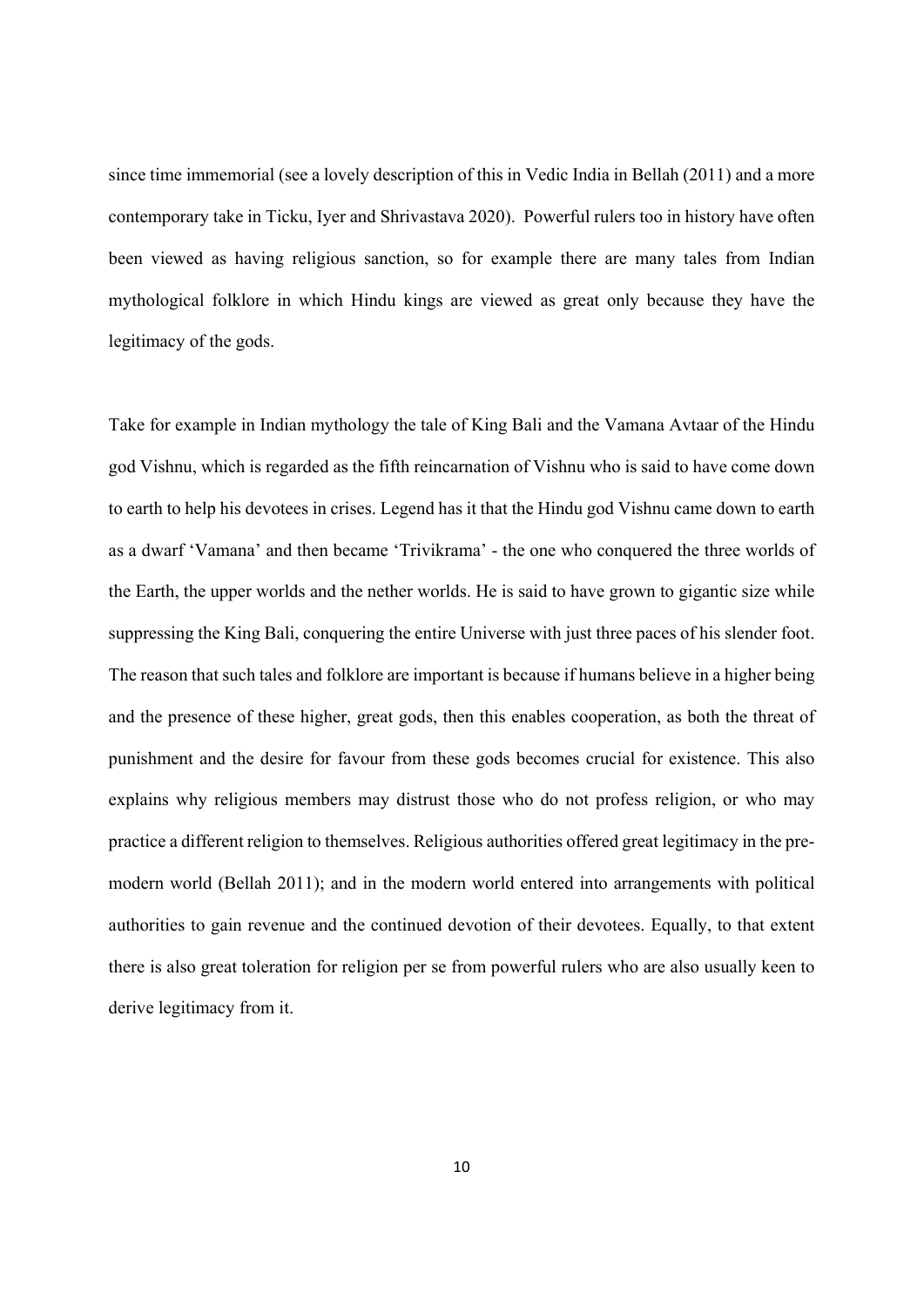since time immemorial (see a lovely description of this in Vedic India in Bellah (2011) and a more contemporary take in Ticku, Iyer and Shrivastava 2020). Powerful rulers too in history have often been viewed as having religious sanction, so for example there are many tales from Indian mythological folklore in which Hindu kings are viewed as great only because they have the legitimacy of the gods.

Take for example in Indian mythology the tale of King Bali and the Vamana Avtaar of the Hindu god Vishnu, which is regarded as the fifth reincarnation of Vishnu who is said to have come down to earth to help his devotees in crises. Legend has it that the Hindu god Vishnu came down to earth as a dwarf 'Vamana' and then became 'Trivikrama' - the one who conquered the three worlds of the Earth, the upper worlds and the nether worlds. He is said to have grown to gigantic size while suppressing the King Bali, conquering the entire Universe with just three paces of his slender foot. The reason that such tales and folklore are important is because if humans believe in a higher being and the presence of these higher, great gods, then this enables cooperation, as both the threat of punishment and the desire for favour from these gods becomes crucial for existence. This also explains why religious members may distrust those who do not profess religion, or who may practice a different religion to themselves. Religious authorities offered great legitimacy in the pre-modern world (Bellah 2011); and in the modern world entered into arrangements with political authorities to gain revenue and the continued devotion of their devotees. Equally, to that extent there is also great toleration for religion per se from powerful rulers who are also usually keen to derive legitimacy from it.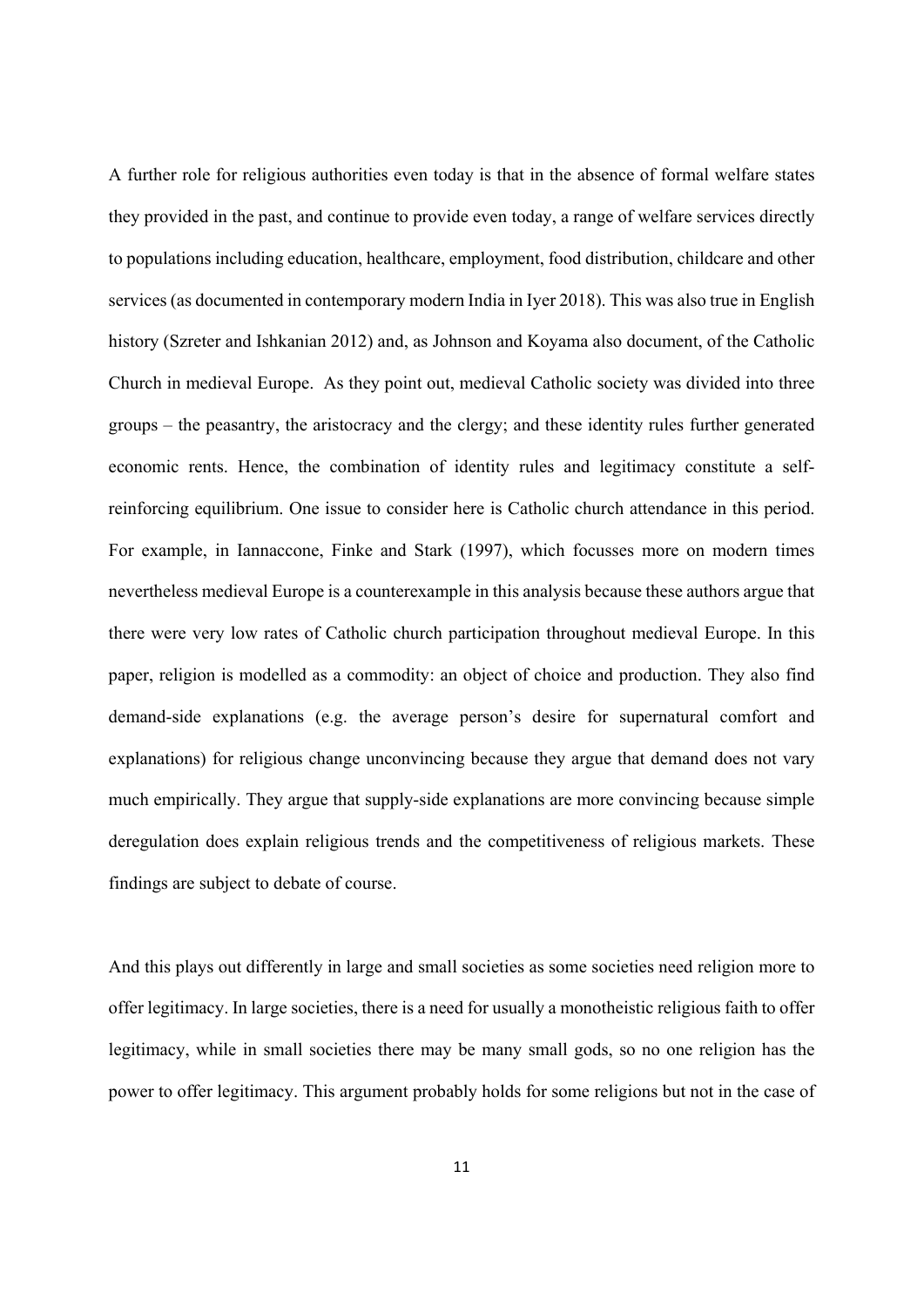A further role for religious authorities even today is that in the absence of formal welfare states they provided in the past, and continue to provide even today, a range of welfare services directly to populations including education, healthcare, employment, food distribution, childcare and other services (as documented in contemporary modern India in Iyer 2018). This was also true in English history (Szreter and Ishkanian 2012) and, as Johnson and Koyama also document, of the Catholic Church in medieval Europe. As they point out, medieval Catholic society was divided into three groups – the peasantry, the aristocracy and the clergy; and these identity rules further generated economic rents. Hence, the combination of identity rules and legitimacy constitute a self-reinforcing equilibrium. One issue to consider here is Catholic church attendance in this period. For example, in Iannaccone, Finke and Stark (1997), which focusses more on modern times nevertheless medieval Europe is a counterexample in this analysis because these authors argue that there were very low rates of Catholic church participation throughout medieval Europe. In this paper, religion is modelled as a commodity: an object of choice and production. They also find demand-side explanations (e.g. the average person's desire for supernatural comfort and explanations) for religious change unconvincing because they argue that demand does not vary much empirically. They argue that supply-side explanations are more convincing because simple deregulation does explain religious trends and the competitiveness of religious markets. These findings are subject to debate of course.

And this plays out differently in large and small societies as some societies need religion more to offer legitimacy. In large societies, there is a need for usually a monotheistic religious faith to offer legitimacy, while in small societies there may be many small gods, so no one religion has the power to offer legitimacy. This argument probably holds for some religions but not in the case of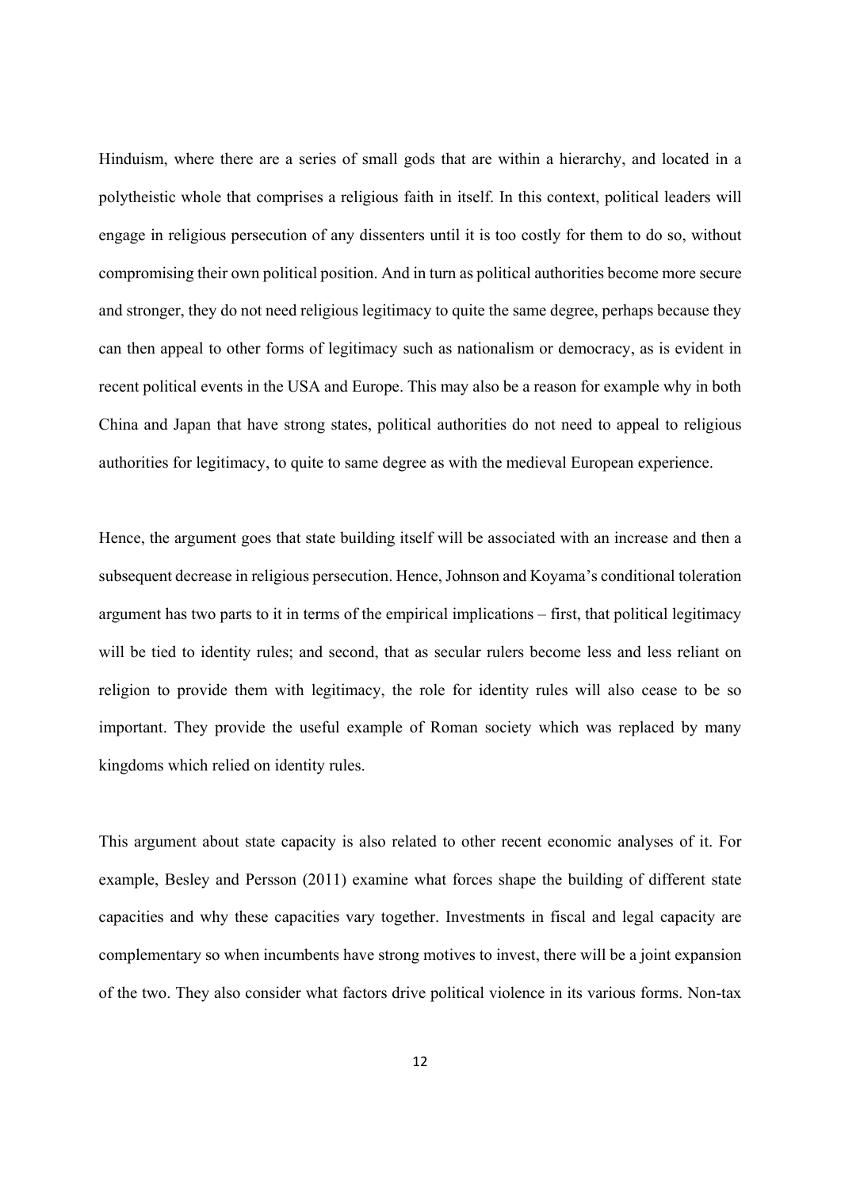Hinduism, where there are a series of small gods that are within a hierarchy, and located in a polytheistic whole that comprises a religious faith in itself. In this context, political leaders will engage in religious persecution of any dissenters until it is too costly for them to do so, without compromising their own political position. And in turn as political authorities become more secure and stronger, they do not need religious legitimacy to quite the same degree, perhaps because they can then appeal to other forms of legitimacy such as nationalism or democracy, as is evident in recent political events in the USA and Europe. This may also be a reason for example why in both China and Japan that have strong states, political authorities do not need to appeal to religious authorities for legitimacy, to quite to same degree as with the medieval European experience.

Hence, the argument goes that state building itself will be associated with an increase and then a subsequent decrease in religious persecution. Hence, Johnson and Koyama's conditional toleration argument has two parts to it in terms of the empirical implications – first, that political legitimacy will be tied to identity rules; and second, that as secular rulers become less and less reliant on religion to provide them with legitimacy, the role for identity rules will also cease to be so important. They provide the useful example of Roman society which was replaced by many kingdoms which relied on identity rules.

This argument about state capacity is also related to other recent economic analyses of it. For example, Besley and Persson (2011) examine what forces shape the building of different state capacities and why these capacities vary together. Investments in fiscal and legal capacity are complementary so when incumbents have strong motives to invest, there will be a joint expansion of the two. They also consider what factors drive political violence in its various forms. Non-tax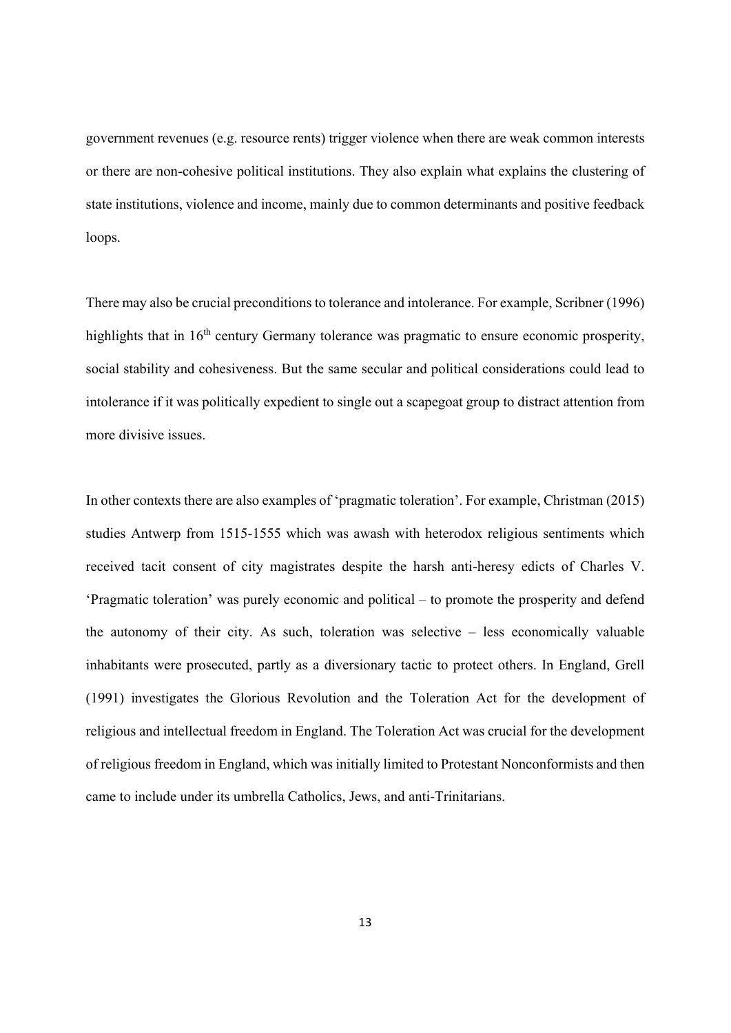government revenues (e.g. resource rents) trigger violence when there are weak common interests or there are non-cohesive political institutions. They also explain what explains the clustering of state institutions, violence and income, mainly due to common determinants and positive feedback loops.

There may also be crucial preconditions to tolerance and intolerance. For example, Scribner (1996) highlights that in 16th century Germany tolerance was pragmatic to ensure economic prosperity, social stability and cohesiveness. But the same secular and political considerations could lead to intolerance if it was politically expedient to single out a scapegoat group to distract attention from more divisive issues.

In other contexts there are also examples of 'pragmatic toleration'. For example, Christman (2015) studies Antwerp from 1515-1555 which was awash with heterodox religious sentiments which received tacit consent of city magistrates despite the harsh anti-heresy edicts of Charles V. 'Pragmatic toleration' was purely economic and political – to promote the prosperity and defend the autonomy of their city. As such, toleration was selective – less economically valuable inhabitants were prosecuted, partly as a diversionary tactic to protect others. In England, Grell (1991) investigates the Glorious Revolution and the Toleration Act for the development of religious and intellectual freedom in England. The Toleration Act was crucial for the development of religious freedom in England, which was initially limited to Protestant Nonconformists and then came to include under its umbrella Catholics, Jews, and anti-Trinitarians.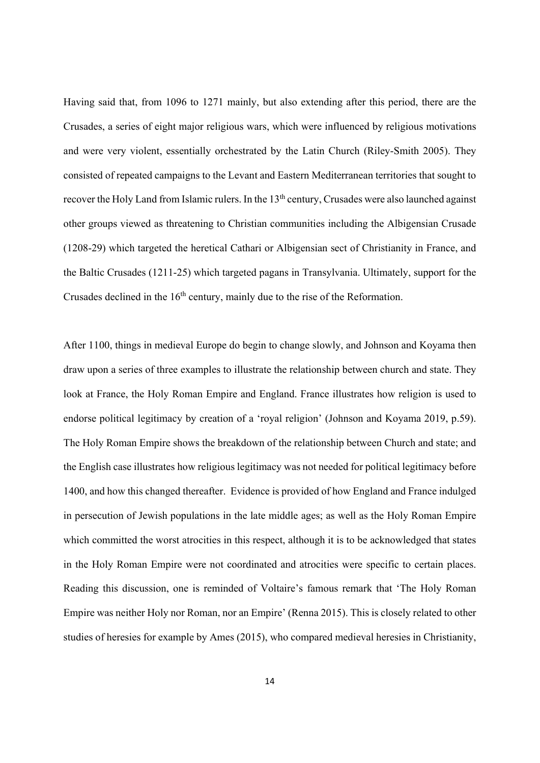Having said that, from 1096 to 1271 mainly, but also extending after this period, there are the Crusades, a series of eight major religious wars, which were influenced by religious motivations and were very violent, essentially orchestrated by the Latin Church (Riley-Smith 2005). They consisted of repeated campaigns to the Levant and Eastern Mediterranean territories that sought to recover the Holy Land from Islamic rulers. In the 13th century, Crusades were also launched against other groups viewed as threatening to Christian communities including the Albigensian Crusade (1208-29) which targeted the heretical Cathari or Albigensian sect of Christianity in France, and the Baltic Crusades (1211-25) which targeted pagans in Transylvania. Ultimately, support for the Crusades declined in the 16th century, mainly due to the rise of the Reformation.

After 1100, things in medieval Europe do begin to change slowly, and Johnson and Koyama then draw upon a series of three examples to illustrate the relationship between church and state. They look at France, the Holy Roman Empire and England. France illustrates how religion is used to endorse political legitimacy by creation of a 'royal religion' (Johnson and Koyama 2019, p.59). The Holy Roman Empire shows the breakdown of the relationship between Church and state; and the English case illustrates how religious legitimacy was not needed for political legitimacy before 1400, and how this changed thereafter. Evidence is provided of how England and France indulged in persecution of Jewish populations in the late middle ages; as well as the Holy Roman Empire which committed the worst atrocities in this respect, although it is to be acknowledged that states in the Holy Roman Empire were not coordinated and atrocities were specific to certain places. Reading this discussion, one is reminded of Voltaire's famous remark that 'The Holy Roman Empire was neither Holy nor Roman, nor an Empire' (Renna 2015). This is closely related to other studies of heresies for example by Ames (2015), who compared medieval heresies in Christianity,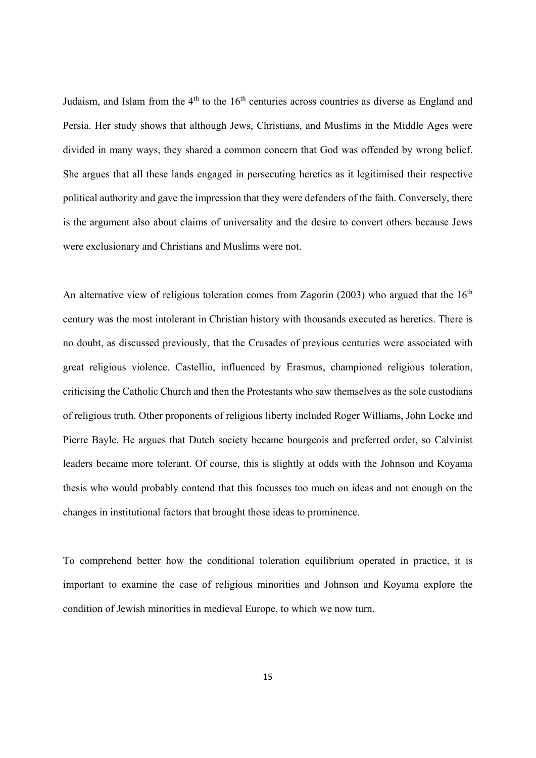Judaism, and Islam from the 4th to the 16th centuries across countries as diverse as England and Persia. Her study shows that although Jews, Christians, and Muslims in the Middle Ages were divided in many ways, they shared a common concern that God was offended by wrong belief. She argues that all these lands engaged in persecuting heretics as it legitimised their respective political authority and gave the impression that they were defenders of the faith. Conversely, there is the argument also about claims of universality and the desire to convert others because Jews were exclusionary and Christians and Muslims were not.

An alternative view of religious toleration comes from Zagorin (2003) who argued that the 16th century was the most intolerant in Christian history with thousands executed as heretics. There is no doubt, as discussed previously, that the Crusades of previous centuries were associated with great religious violence. Castellio, influenced by Erasmus, championed religious toleration, criticising the Catholic Church and then the Protestants who saw themselves as the sole custodians of religious truth. Other proponents of religious liberty included Roger Williams, John Locke and Pierre Bayle. He argues that Dutch society became bourgeois and preferred order, so Calvinist leaders became more tolerant. Of course, this is slightly at odds with the Johnson and Koyama thesis who would probably contend that this focusses too much on ideas and not enough on the changes in institutional factors that brought those ideas to prominence.

To comprehend better how the conditional toleration equilibrium operated in practice, it is important to examine the case of religious minorities and Johnson and Koyama explore the condition of Jewish minorities in medieval Europe, to which we now turn.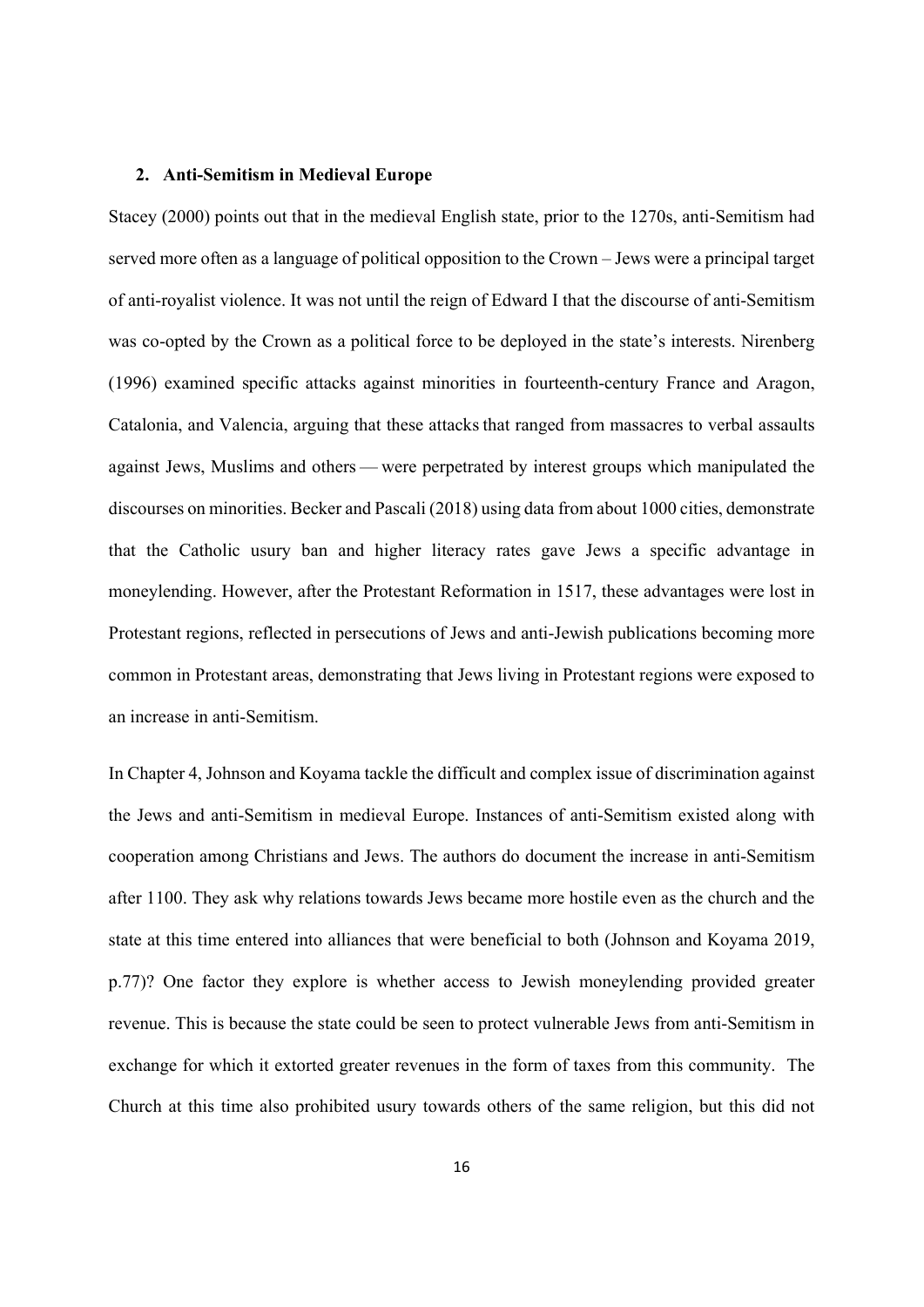## 2. Anti-Semitism in Medieval Europe

Stacey (2000) points out that in the medieval English state, prior to the 1270s, anti-Semitism had served more often as a language of political opposition to the Crown – Jews were a principal target of anti-royalist violence. It was not until the reign of Edward I that the discourse of anti-Semitism was co-opted by the Crown as a political force to be deployed in the state's interests. Nirenberg (1996) examined specific attacks against minorities in fourteenth-century France and Aragon, Catalonia, and Valencia, arguing that these attacks that ranged from massacres to verbal assaults against Jews, Muslims and others — were perpetrated by interest groups which manipulated the discourses on minorities. Becker and Pascali (2018) using data from about 1000 cities, demonstrate that the Catholic usury ban and higher literacy rates gave Jews a specific advantage in moneylending. However, after the Protestant Reformation in 1517, these advantages were lost in Protestant regions, reflected in persecutions of Jews and anti-Jewish publications becoming more common in Protestant areas, demonstrating that Jews living in Protestant regions were exposed to an increase in anti-Semitism.

In Chapter 4, Johnson and Koyama tackle the difficult and complex issue of discrimination against the Jews and anti-Semitism in medieval Europe. Instances of anti-Semitism existed along with cooperation among Christians and Jews. The authors do document the increase in anti-Semitism after 1100. They ask why relations towards Jews became more hostile even as the church and the state at this time entered into alliances that were beneficial to both (Johnson and Koyama 2019, p.77)? One factor they explore is whether access to Jewish moneylending provided greater revenue. This is because the state could be seen to protect vulnerable Jews from anti-Semitism in exchange for which it extorted greater revenues in the form of taxes from this community. The Church at this time also prohibited usury towards others of the same religion, but this did not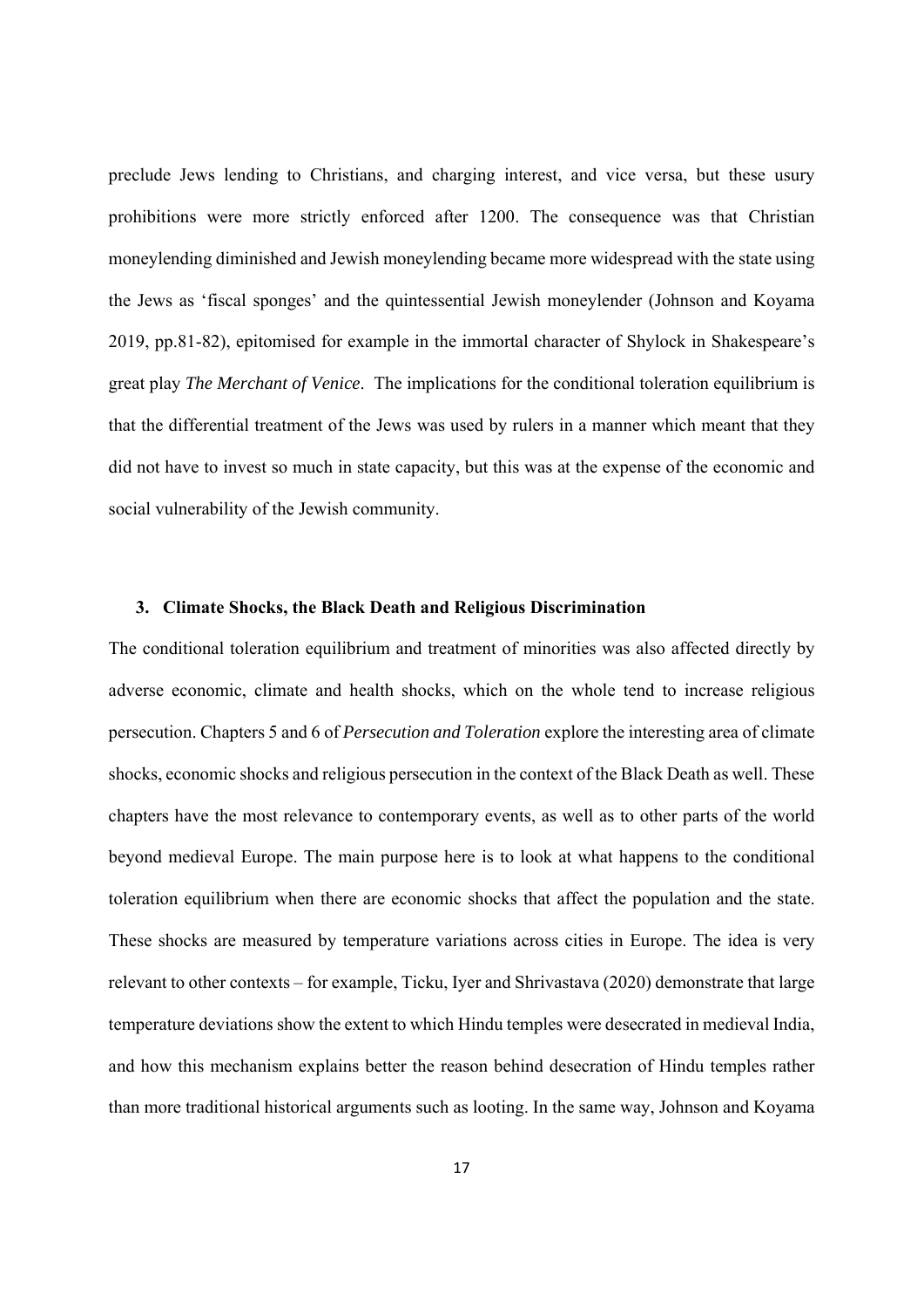preclude Jews lending to Christians, and charging interest, and vice versa, but these usury prohibitions were more strictly enforced after 1200. The consequence was that Christian moneylending diminished and Jewish moneylending became more widespread with the state using the Jews as 'fiscal sponges' and the quintessential Jewish moneylender (Johnson and Koyama 2019, pp.81-82), epitomised for example in the immortal character of Shylock in Shakespeare's great play *The Merchant of Venice*. The implications for the conditional toleration equilibrium is that the differential treatment of the Jews was used by rulers in a manner which meant that they did not have to invest so much in state capacity, but this was at the expense of the economic and social vulnerability of the Jewish community.

## 3. Climate Shocks, the Black Death and Religious Discrimination

The conditional toleration equilibrium and treatment of minorities was also affected directly by adverse economic, climate and health shocks, which on the whole tend to increase religious persecution. Chapters 5 and 6 of *Persecution and Toleration* explore the interesting area of climate shocks, economic shocks and religious persecution in the context of the Black Death as well. These chapters have the most relevance to contemporary events, as well as to other parts of the world beyond medieval Europe. The main purpose here is to look at what happens to the conditional toleration equilibrium when there are economic shocks that affect the population and the state. These shocks are measured by temperature variations across cities in Europe. The idea is very relevant to other contexts – for example, Ticku, Iyer and Shrivastava (2020) demonstrate that large temperature deviations show the extent to which Hindu temples were desecrated in medieval India, and how this mechanism explains better the reason behind desecration of Hindu temples rather than more traditional historical arguments such as looting. In the same way, Johnson and Koyama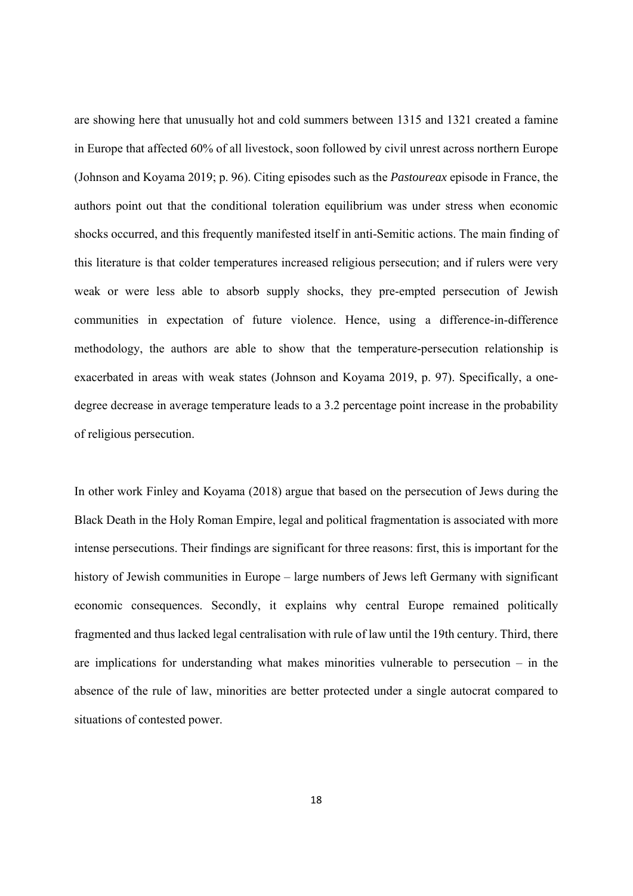are showing here that unusually hot and cold summers between 1315 and 1321 created a famine in Europe that affected 60% of all livestock, soon followed by civil unrest across northern Europe (Johnson and Koyama 2019; p. 96). Citing episodes such as the *Pastoureax* episode in France, the authors point out that the conditional toleration equilibrium was under stress when economic shocks occurred, and this frequently manifested itself in anti-Semitic actions. The main finding of this literature is that colder temperatures increased religious persecution; and if rulers were very weak or were less able to absorb supply shocks, they pre-empted persecution of Jewish communities in expectation of future violence. Hence, using a difference-in-difference methodology, the authors are able to show that the temperature-persecution relationship is exacerbated in areas with weak states (Johnson and Koyama 2019, p. 97). Specifically, a one-degree decrease in average temperature leads to a 3.2 percentage point increase in the probability of religious persecution.

In other work Finley and Koyama (2018) argue that based on the persecution of Jews during the Black Death in the Holy Roman Empire, legal and political fragmentation is associated with more intense persecutions. Their findings are significant for three reasons: first, this is important for the history of Jewish communities in Europe – large numbers of Jews left Germany with significant economic consequences. Secondly, it explains why central Europe remained politically fragmented and thus lacked legal centralisation with rule of law until the 19th century. Third, there are implications for understanding what makes minorities vulnerable to persecution – in the absence of the rule of law, minorities are better protected under a single autocrat compared to situations of contested power.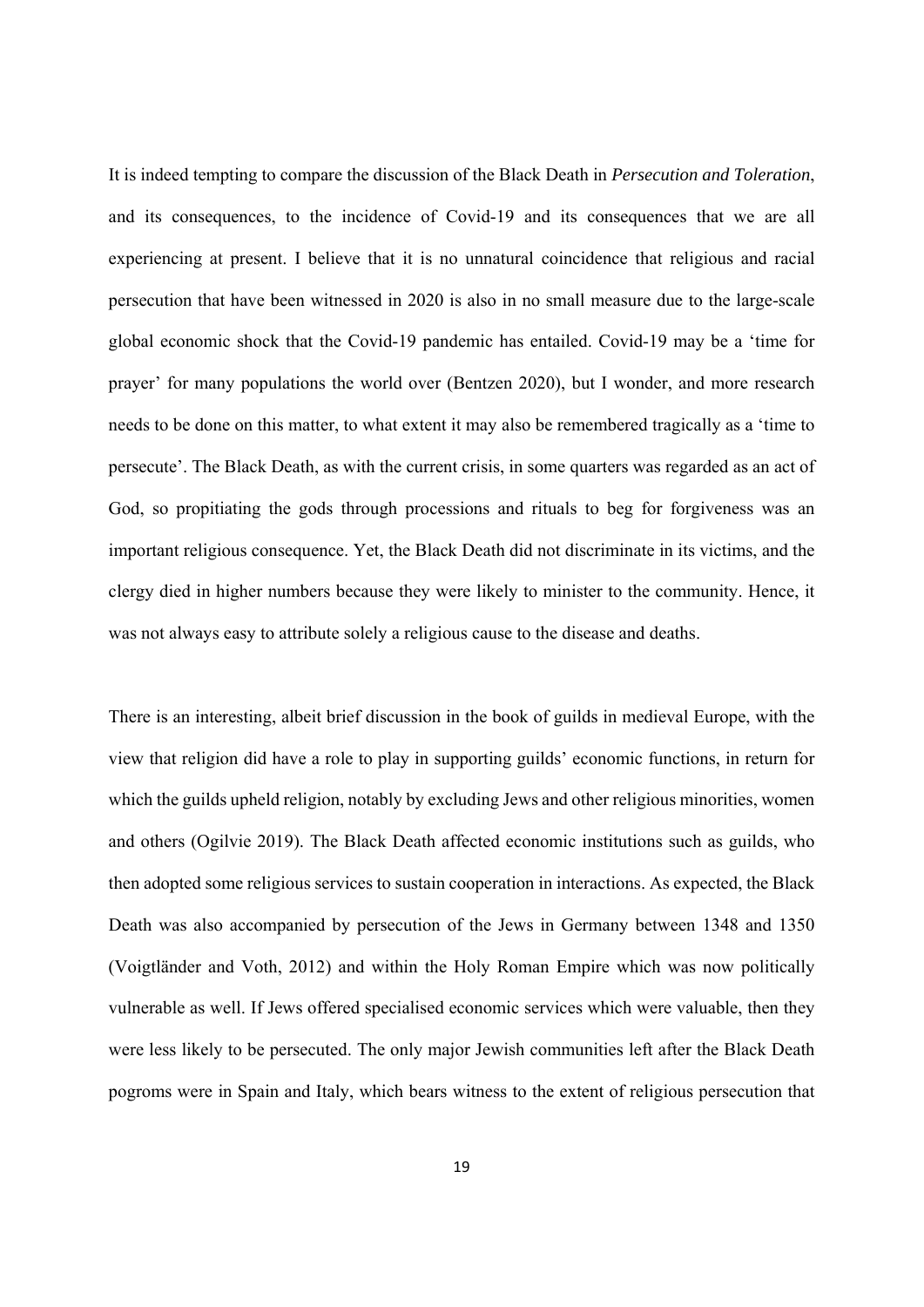It is indeed tempting to compare the discussion of the Black Death in *Persecution and Toleration*, and its consequences, to the incidence of Covid-19 and its consequences that we are all experiencing at present. I believe that it is no unnatural coincidence that religious and racial persecution that have been witnessed in 2020 is also in no small measure due to the large-scale global economic shock that the Covid-19 pandemic has entailed. Covid-19 may be a 'time for prayer' for many populations the world over (Bentzen 2020), but I wonder, and more research needs to be done on this matter, to what extent it may also be remembered tragically as a 'time to persecute'. The Black Death, as with the current crisis, in some quarters was regarded as an act of God, so propitiating the gods through processions and rituals to beg for forgiveness was an important religious consequence. Yet, the Black Death did not discriminate in its victims, and the clergy died in higher numbers because they were likely to minister to the community. Hence, it was not always easy to attribute solely a religious cause to the disease and deaths.

There is an interesting, albeit brief discussion in the book of guilds in medieval Europe, with the view that religion did have a role to play in supporting guilds' economic functions, in return for which the guilds upheld religion, notably by excluding Jews and other religious minorities, women and others (Ogilvie 2019). The Black Death affected economic institutions such as guilds, who then adopted some religious services to sustain cooperation in interactions. As expected, the Black Death was also accompanied by persecution of the Jews in Germany between 1348 and 1350 (Voigtländer and Voth, 2012) and within the Holy Roman Empire which was now politically vulnerable as well. If Jews offered specialised economic services which were valuable, then they were less likely to be persecuted. The only major Jewish communities left after the Black Death pogroms were in Spain and Italy, which bears witness to the extent of religious persecution that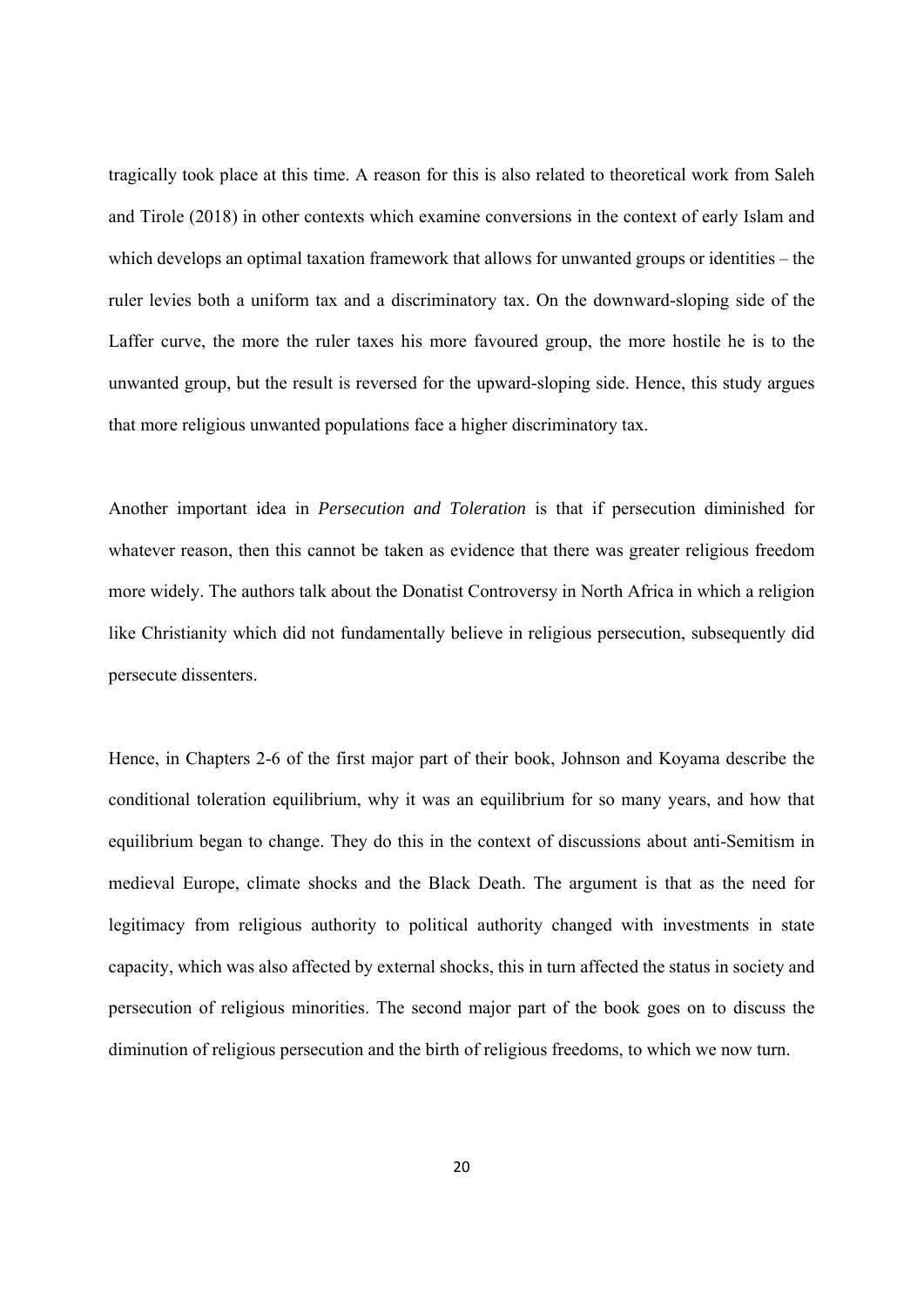tragically took place at this time. A reason for this is also related to theoretical work from Saleh and Tirole (2018) in other contexts which examine conversions in the context of early Islam and which develops an optimal taxation framework that allows for unwanted groups or identities – the ruler levies both a uniform tax and a discriminatory tax. On the downward-sloping side of the Laffer curve, the more the ruler taxes his more favoured group, the more hostile he is to the unwanted group, but the result is reversed for the upward-sloping side. Hence, this study argues that more religious unwanted populations face a higher discriminatory tax.

Another important idea in *Persecution and Toleration* is that if persecution diminished for whatever reason, then this cannot be taken as evidence that there was greater religious freedom more widely. The authors talk about the Donatist Controversy in North Africa in which a religion like Christianity which did not fundamentally believe in religious persecution, subsequently did persecute dissenters.

Hence, in Chapters 2-6 of the first major part of their book, Johnson and Koyama describe the conditional toleration equilibrium, why it was an equilibrium for so many years, and how that equilibrium began to change. They do this in the context of discussions about anti-Semitism in medieval Europe, climate shocks and the Black Death. The argument is that as the need for legitimacy from religious authority to political authority changed with investments in state capacity, which was also affected by external shocks, this in turn affected the status in society and persecution of religious minorities. The second major part of the book goes on to discuss the diminution of religious persecution and the birth of religious freedoms, to which we now turn.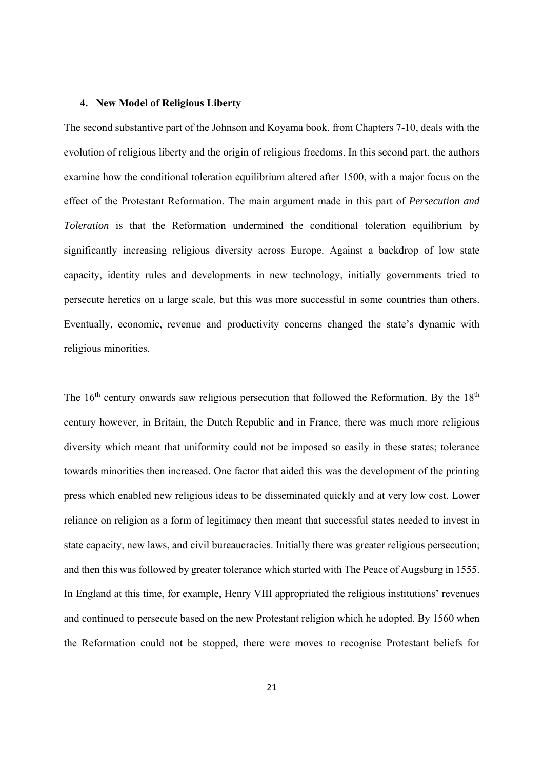### 4. New Model of Religious Liberty

The second substantive part of the Johnson and Koyama book, from Chapters 7-10, deals with the evolution of religious liberty and the origin of religious freedoms. In this second part, the authors examine how the conditional toleration equilibrium altered after 1500, with a major focus on the effect of the Protestant Reformation. The main argument made in this part of *Persecution and Toleration* is that the Reformation undermined the conditional toleration equilibrium by significantly increasing religious diversity across Europe. Against a backdrop of low state capacity, identity rules and developments in new technology, initially governments tried to persecute heretics on a large scale, but this was more successful in some countries than others. Eventually, economic, revenue and productivity concerns changed the state's dynamic with religious minorities.

The 16th century onwards saw religious persecution that followed the Reformation. By the 18th century however, in Britain, the Dutch Republic and in France, there was much more religious diversity which meant that uniformity could not be imposed so easily in these states; tolerance towards minorities then increased. One factor that aided this was the development of the printing press which enabled new religious ideas to be disseminated quickly and at very low cost. Lower reliance on religion as a form of legitimacy then meant that successful states needed to invest in state capacity, new laws, and civil bureaucracies. Initially there was greater religious persecution; and then this was followed by greater tolerance which started with The Peace of Augsburg in 1555. In England at this time, for example, Henry VIII appropriated the religious institutions' revenues and continued to persecute based on the new Protestant religion which he adopted. By 1560 when the Reformation could not be stopped, there were moves to recognise Protestant beliefs for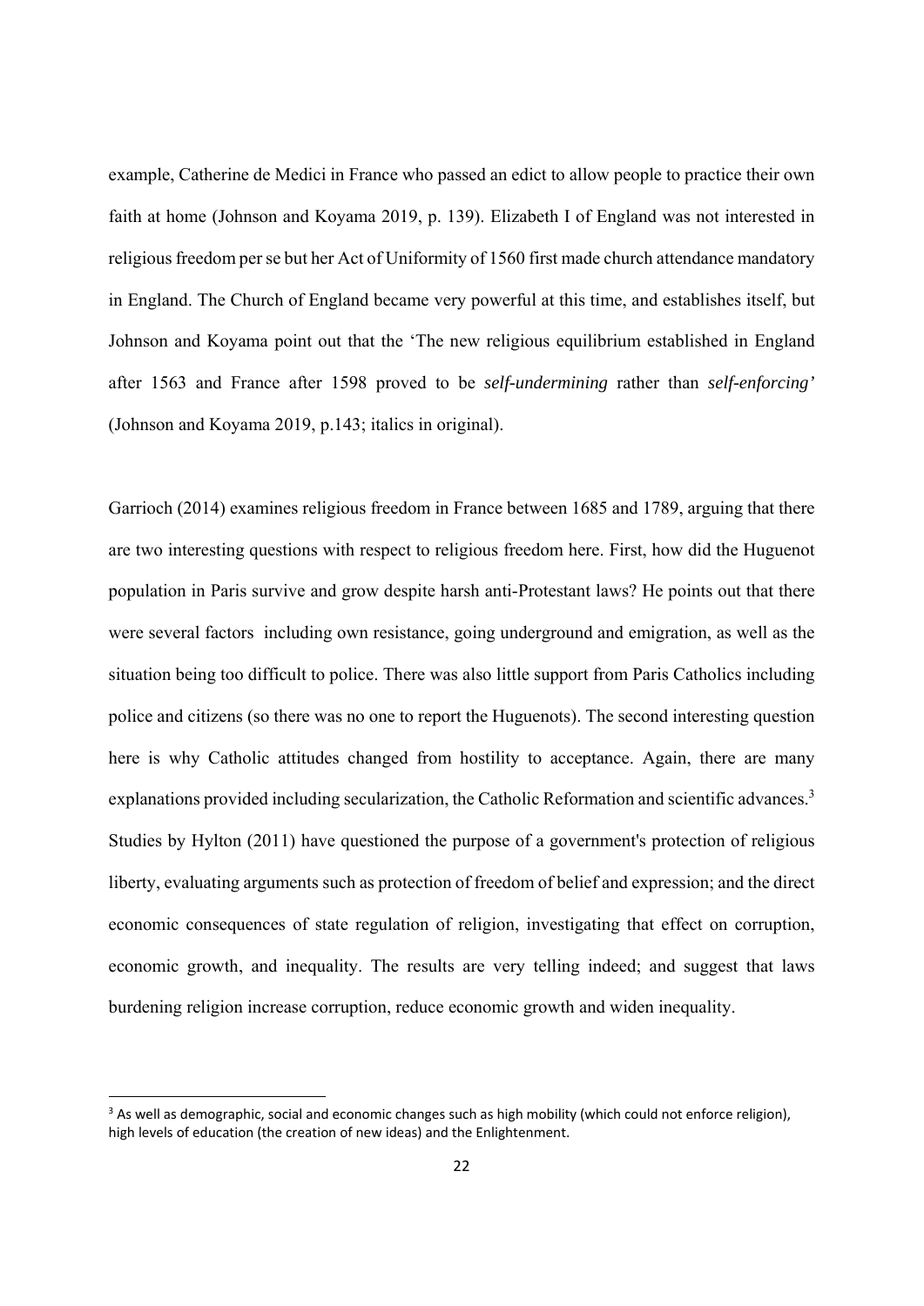example, Catherine de Medici in France who passed an edict to allow people to practice their own faith at home (Johnson and Koyama 2019, p. 139). Elizabeth I of England was not interested in religious freedom per se but her Act of Uniformity of 1560 first made church attendance mandatory in England. The Church of England became very powerful at this time, and establishes itself, but Johnson and Koyama point out that the 'The new religious equilibrium established in England after 1563 and France after 1598 proved to be *self-undermining* rather than *self-enforcing'* (Johnson and Koyama 2019, p.143; italics in original).

Garrioch (2014) examines religious freedom in France between 1685 and 1789, arguing that there are two interesting questions with respect to religious freedom here. First, how did the Huguenot population in Paris survive and grow despite harsh anti-Protestant laws? He points out that there were several factors including own resistance, going underground and emigration, as well as the situation being too difficult to police. There was also little support from Paris Catholics including police and citizens (so there was no one to report the Huguenots). The second interesting question here is why Catholic attitudes changed from hostility to acceptance. Again, there are many explanations provided including secularization, the Catholic Reformation and scientific advances.[3] Studies by Hylton (2011) have questioned the purpose of a government's protection of religious liberty, evaluating arguments such as protection of freedom of belief and expression; and the direct economic consequences of state regulation of religion, investigating that effect on corruption, economic growth, and inequality. The results are very telling indeed; and suggest that laws burdening religion increase corruption, reduce economic growth and widen inequality.

---

[3] As well as demographic, social and economic changes such as high mobility (which could not enforce religion), high levels of education (the creation of new ideas) and the Enlightenment.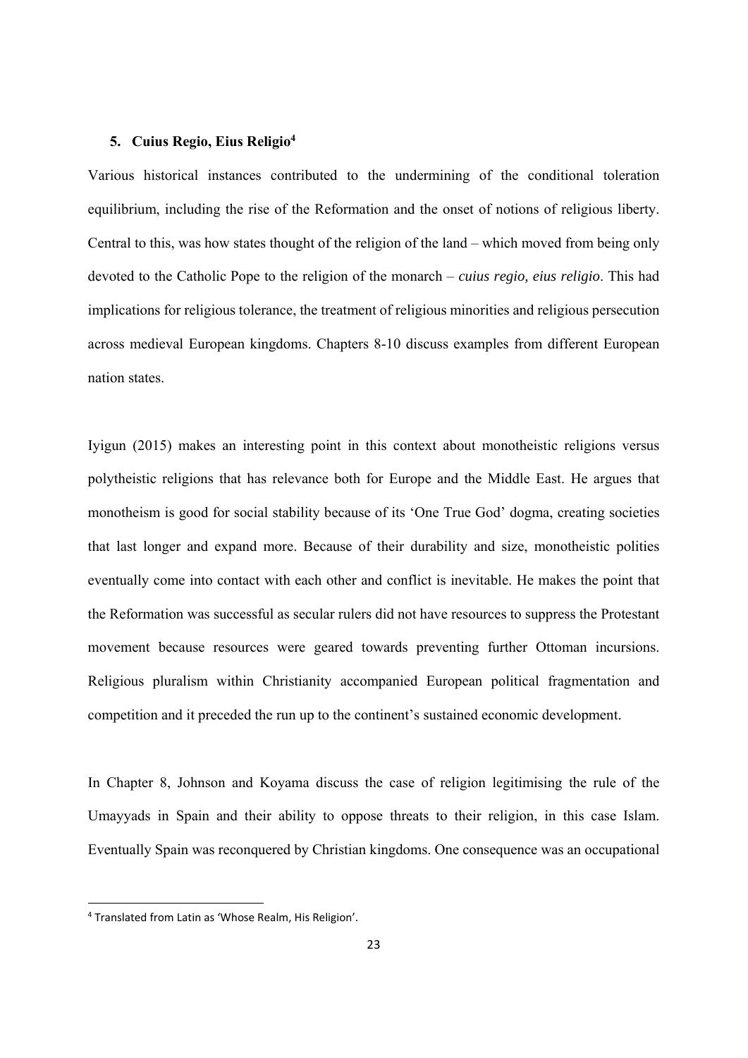## 5. Cuius Regio, Eius Religio[4]

Various historical instances contributed to the undermining of the conditional toleration equilibrium, including the rise of the Reformation and the onset of notions of religious liberty. Central to this, was how states thought of the religion of the land – which moved from being only devoted to the Catholic Pope to the religion of the monarch – *cuius regio, eius religio*. This had implications for religious tolerance, the treatment of religious minorities and religious persecution across medieval European kingdoms. Chapters 8-10 discuss examples from different European nation states.

Iyigun (2015) makes an interesting point in this context about monotheistic religions versus polytheistic religions that has relevance both for Europe and the Middle East. He argues that monotheism is good for social stability because of its 'One True God' dogma, creating societies that last longer and expand more. Because of their durability and size, monotheistic polities eventually come into contact with each other and conflict is inevitable. He makes the point that the Reformation was successful as secular rulers did not have resources to suppress the Protestant movement because resources were geared towards preventing further Ottoman incursions. Religious pluralism within Christianity accompanied European political fragmentation and competition and it preceded the run up to the continent's sustained economic development.

In Chapter 8, Johnson and Koyama discuss the case of religion legitimising the rule of the Umayyads in Spain and their ability to oppose threats to their religion, in this case Islam. Eventually Spain was reconquered by Christian kingdoms. One consequence was an occupational

[4] Translated from Latin as 'Whose Realm, His Religion'.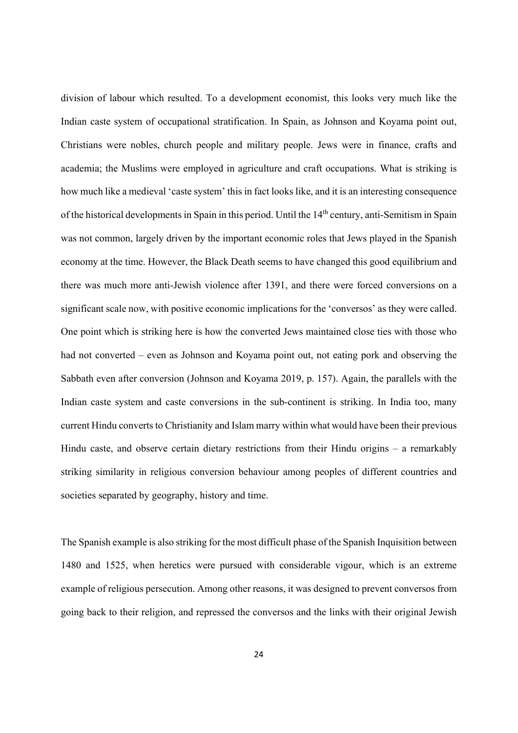division of labour which resulted. To a development economist, this looks very much like the Indian caste system of occupational stratification. In Spain, as Johnson and Koyama point out, Christians were nobles, church people and military people. Jews were in finance, crafts and academia; the Muslims were employed in agriculture and craft occupations. What is striking is how much like a medieval 'caste system' this in fact looks like, and it is an interesting consequence of the historical developments in Spain in this period. Until the 14th century, anti-Semitism in Spain was not common, largely driven by the important economic roles that Jews played in the Spanish economy at the time. However, the Black Death seems to have changed this good equilibrium and there was much more anti-Jewish violence after 1391, and there were forced conversions on a significant scale now, with positive economic implications for the 'conversos' as they were called. One point which is striking here is how the converted Jews maintained close ties with those who had not converted – even as Johnson and Koyama point out, not eating pork and observing the Sabbath even after conversion (Johnson and Koyama 2019, p. 157). Again, the parallels with the Indian caste system and caste conversions in the sub-continent is striking. In India too, many current Hindu converts to Christianity and Islam marry within what would have been their previous Hindu caste, and observe certain dietary restrictions from their Hindu origins – a remarkably striking similarity in religious conversion behaviour among peoples of different countries and societies separated by geography, history and time.

The Spanish example is also striking for the most difficult phase of the Spanish Inquisition between 1480 and 1525, when heretics were pursued with considerable vigour, which is an extreme example of religious persecution. Among other reasons, it was designed to prevent conversos from going back to their religion, and repressed the conversos and the links with their original Jewish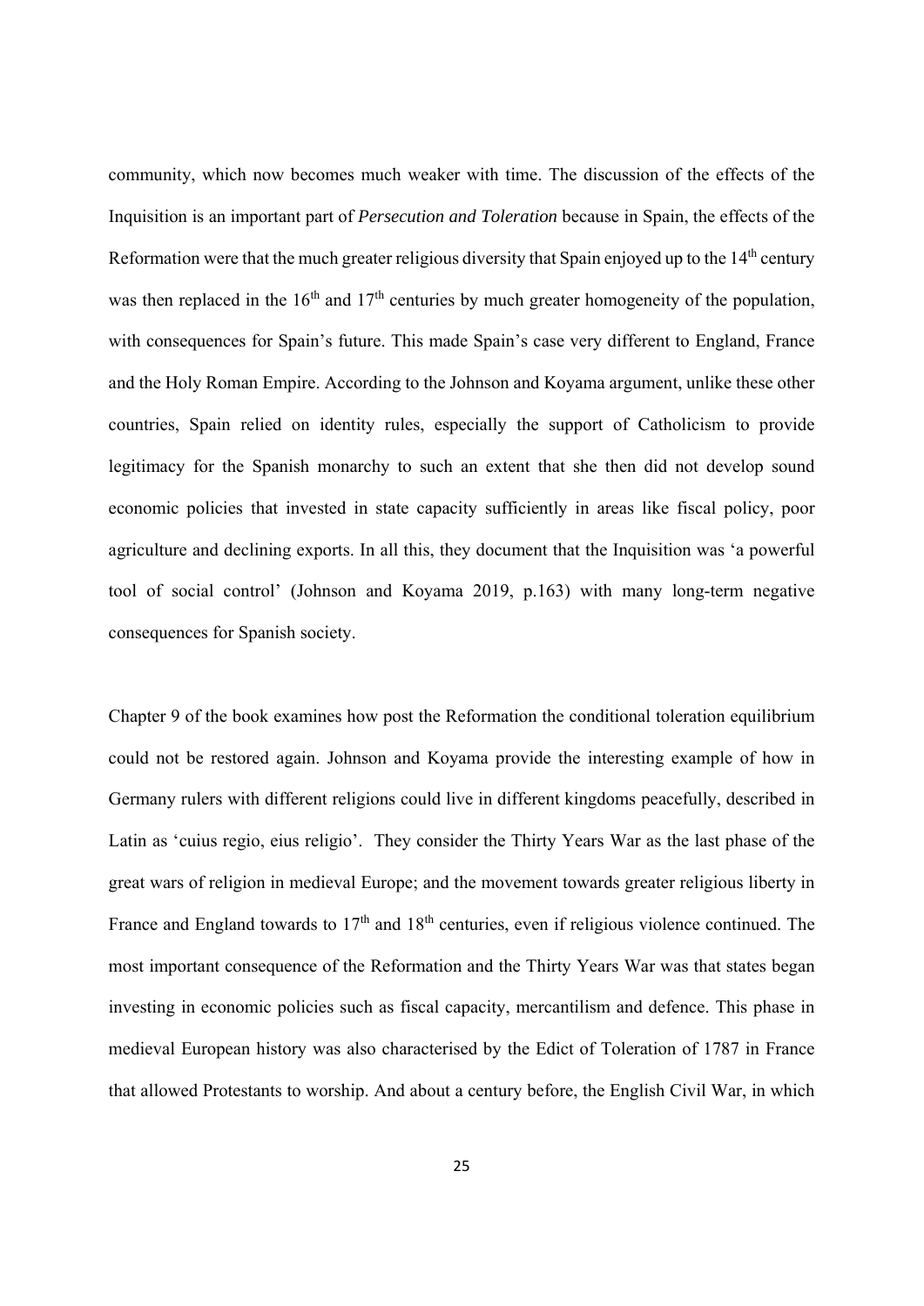community, which now becomes much weaker with time. The discussion of the effects of the Inquisition is an important part of *Persecution and Toleration* because in Spain, the effects of the Reformation were that the much greater religious diversity that Spain enjoyed up to the 14th century was then replaced in the 16th and 17th centuries by much greater homogeneity of the population, with consequences for Spain's future. This made Spain's case very different to England, France and the Holy Roman Empire. According to the Johnson and Koyama argument, unlike these other countries, Spain relied on identity rules, especially the support of Catholicism to provide legitimacy for the Spanish monarchy to such an extent that she then did not develop sound economic policies that invested in state capacity sufficiently in areas like fiscal policy, poor agriculture and declining exports. In all this, they document that the Inquisition was 'a powerful tool of social control' (Johnson and Koyama 2019, p.163) with many long-term negative consequences for Spanish society.

Chapter 9 of the book examines how post the Reformation the conditional toleration equilibrium could not be restored again. Johnson and Koyama provide the interesting example of how in Germany rulers with different religions could live in different kingdoms peacefully, described in Latin as 'cuius regio, eius religio'. They consider the Thirty Years War as the last phase of the great wars of religion in medieval Europe; and the movement towards greater religious liberty in France and England towards to 17th and 18th centuries, even if religious violence continued. The most important consequence of the Reformation and the Thirty Years War was that states began investing in economic policies such as fiscal capacity, mercantilism and defence. This phase in medieval European history was also characterised by the Edict of Toleration of 1787 in France that allowed Protestants to worship. And about a century before, the English Civil War, in which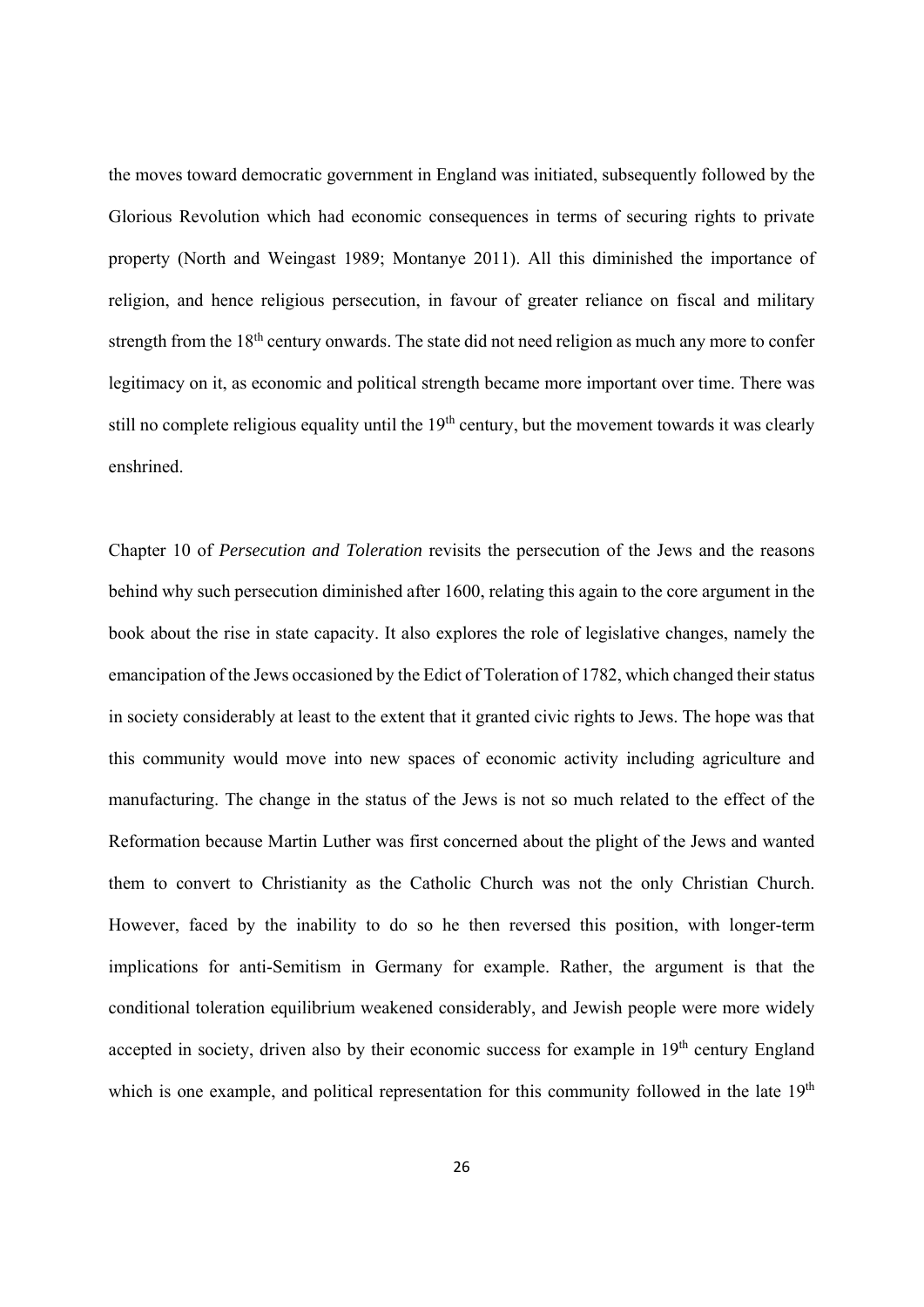the moves toward democratic government in England was initiated, subsequently followed by the Glorious Revolution which had economic consequences in terms of securing rights to private property (North and Weingast 1989; Montanye 2011). All this diminished the importance of religion, and hence religious persecution, in favour of greater reliance on fiscal and military strength from the 18th century onwards. The state did not need religion as much any more to confer legitimacy on it, as economic and political strength became more important over time. There was still no complete religious equality until the 19th century, but the movement towards it was clearly enshrined.

Chapter 10 of *Persecution and Toleration* revisits the persecution of the Jews and the reasons behind why such persecution diminished after 1600, relating this again to the core argument in the book about the rise in state capacity. It also explores the role of legislative changes, namely the emancipation of the Jews occasioned by the Edict of Toleration of 1782, which changed their status in society considerably at least to the extent that it granted civic rights to Jews. The hope was that this community would move into new spaces of economic activity including agriculture and manufacturing. The change in the status of the Jews is not so much related to the effect of the Reformation because Martin Luther was first concerned about the plight of the Jews and wanted them to convert to Christianity as the Catholic Church was not the only Christian Church. However, faced by the inability to do so he then reversed this position, with longer-term implications for anti-Semitism in Germany for example. Rather, the argument is that the conditional toleration equilibrium weakened considerably, and Jewish people were more widely accepted in society, driven also by their economic success for example in 19th century England which is one example, and political representation for this community followed in the late 19th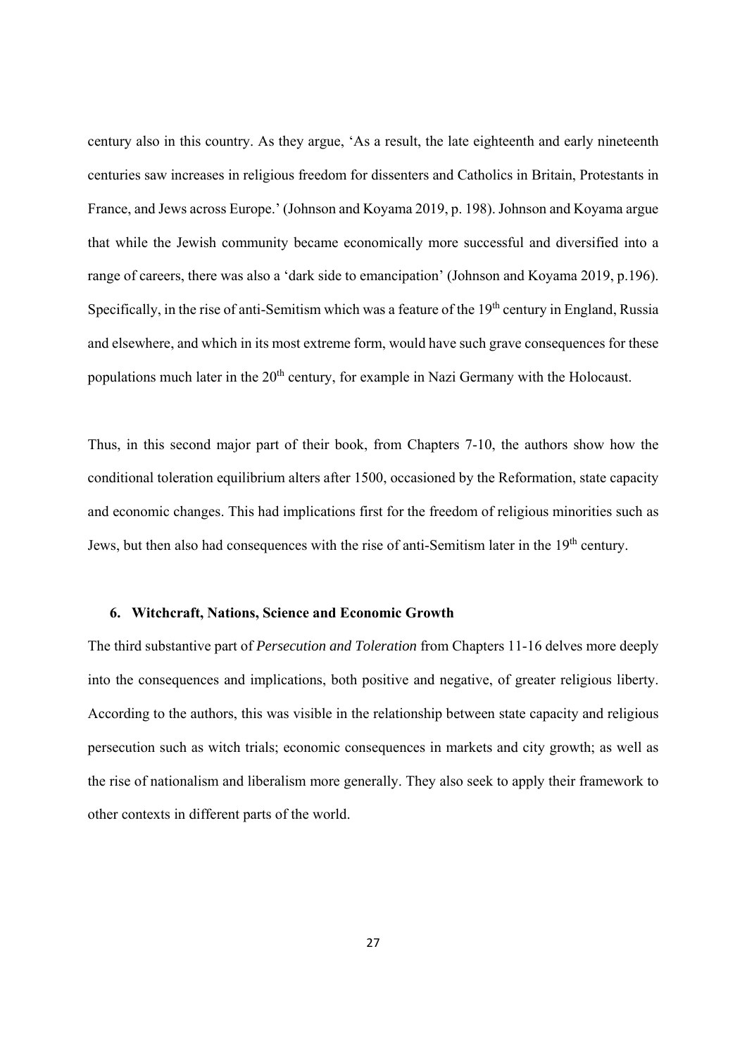century also in this country. As they argue, 'As a result, the late eighteenth and early nineteenth centuries saw increases in religious freedom for dissenters and Catholics in Britain, Protestants in France, and Jews across Europe.' (Johnson and Koyama 2019, p. 198). Johnson and Koyama argue that while the Jewish community became economically more successful and diversified into a range of careers, there was also a 'dark side to emancipation' (Johnson and Koyama 2019, p.196). Specifically, in the rise of anti-Semitism which was a feature of the 19th century in England, Russia and elsewhere, and which in its most extreme form, would have such grave consequences for these populations much later in the 20th century, for example in Nazi Germany with the Holocaust.

Thus, in this second major part of their book, from Chapters 7-10, the authors show how the conditional toleration equilibrium alters after 1500, occasioned by the Reformation, state capacity and economic changes. This had implications first for the freedom of religious minorities such as Jews, but then also had consequences with the rise of anti-Semitism later in the 19th century.

## 6. Witchcraft, Nations, Science and Economic Growth

The third substantive part of *Persecution and Toleration* from Chapters 11-16 delves more deeply into the consequences and implications, both positive and negative, of greater religious liberty. According to the authors, this was visible in the relationship between state capacity and religious persecution such as witch trials; economic consequences in markets and city growth; as well as the rise of nationalism and liberalism more generally. They also seek to apply their framework to other contexts in different parts of the world.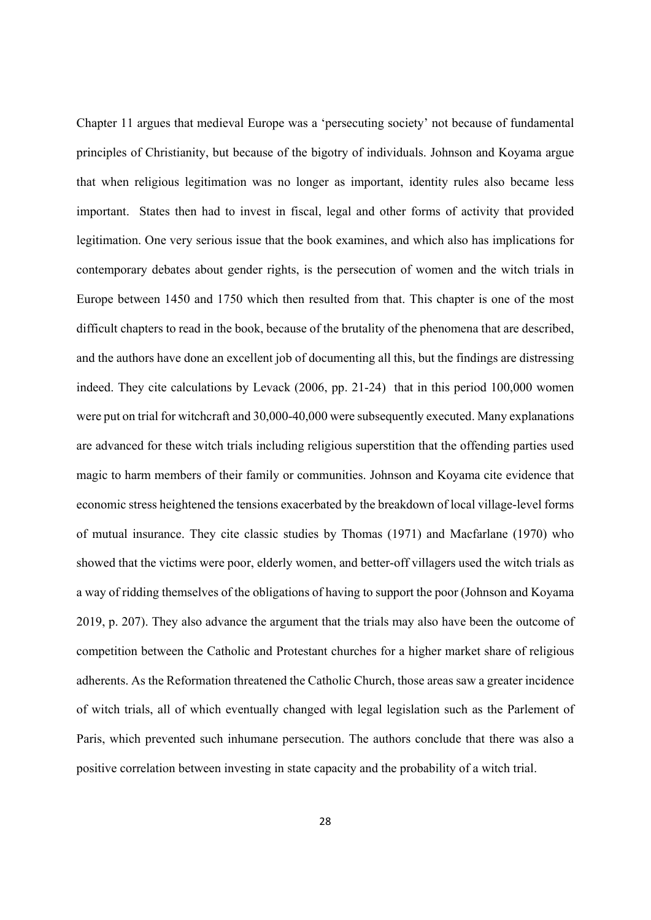Chapter 11 argues that medieval Europe was a 'persecuting society' not because of fundamental principles of Christianity, but because of the bigotry of individuals. Johnson and Koyama argue that when religious legitimation was no longer as important, identity rules also became less important. States then had to invest in fiscal, legal and other forms of activity that provided legitimation. One very serious issue that the book examines, and which also has implications for contemporary debates about gender rights, is the persecution of women and the witch trials in Europe between 1450 and 1750 which then resulted from that. This chapter is one of the most difficult chapters to read in the book, because of the brutality of the phenomena that are described, and the authors have done an excellent job of documenting all this, but the findings are distressing indeed. They cite calculations by Levack (2006, pp. 21-24) that in this period 100,000 women were put on trial for witchcraft and 30,000-40,000 were subsequently executed. Many explanations are advanced for these witch trials including religious superstition that the offending parties used magic to harm members of their family or communities. Johnson and Koyama cite evidence that economic stress heightened the tensions exacerbated by the breakdown of local village-level forms of mutual insurance. They cite classic studies by Thomas (1971) and Macfarlane (1970) who showed that the victims were poor, elderly women, and better-off villagers used the witch trials as a way of ridding themselves of the obligations of having to support the poor (Johnson and Koyama 2019, p. 207). They also advance the argument that the trials may also have been the outcome of competition between the Catholic and Protestant churches for a higher market share of religious adherents. As the Reformation threatened the Catholic Church, those areas saw a greater incidence of witch trials, all of which eventually changed with legal legislation such as the Parlement of Paris, which prevented such inhumane persecution. The authors conclude that there was also a positive correlation between investing in state capacity and the probability of a witch trial.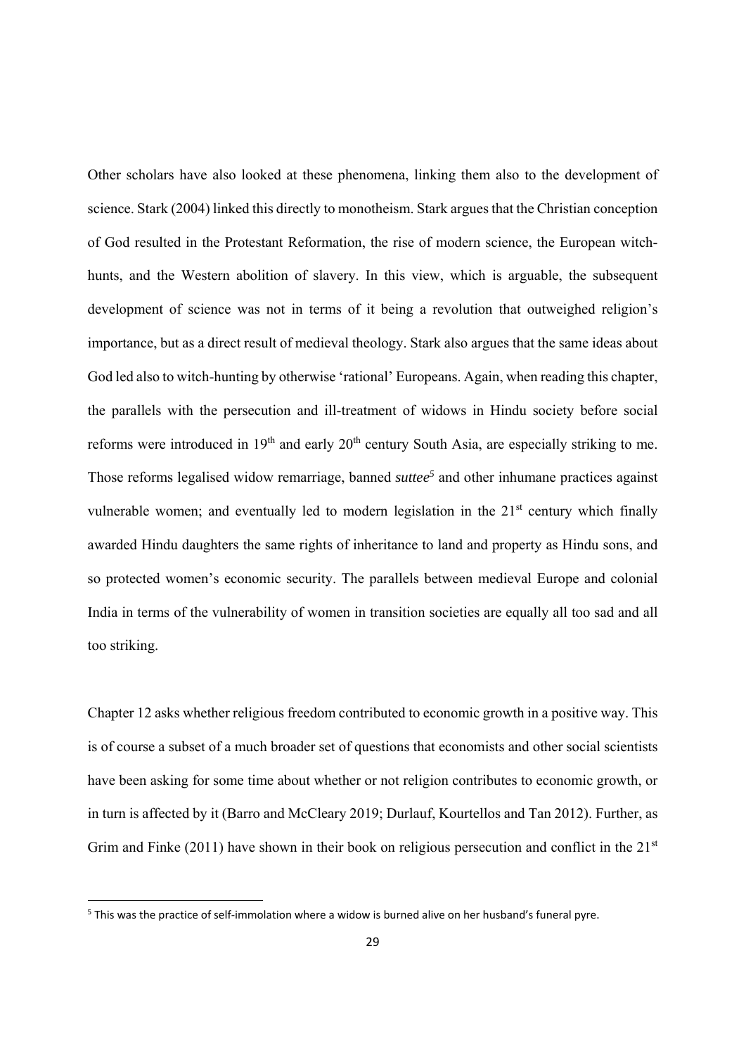Other scholars have also looked at these phenomena, linking them also to the development of science. Stark (2004) linked this directly to monotheism. Stark argues that the Christian conception of God resulted in the Protestant Reformation, the rise of modern science, the European witch-hunts, and the Western abolition of slavery. In this view, which is arguable, the subsequent development of science was not in terms of it being a revolution that outweighed religion's importance, but as a direct result of medieval theology. Stark also argues that the same ideas about God led also to witch-hunting by otherwise 'rational' Europeans. Again, when reading this chapter, the parallels with the persecution and ill-treatment of widows in Hindu society before social reforms were introduced in 19th and early 20th century South Asia, are especially striking to me. Those reforms legalised widow remarriage, banned ***suttee***[5] and other inhumane practices against vulnerable women; and eventually led to modern legislation in the 21st century which finally awarded Hindu daughters the same rights of inheritance to land and property as Hindu sons, and so protected women's economic security. The parallels between medieval Europe and colonial India in terms of the vulnerability of women in transition societies are equally all too sad and all too striking.

Chapter 12 asks whether religious freedom contributed to economic growth in a positive way. This is of course a subset of a much broader set of questions that economists and other social scientists have been asking for some time about whether or not religion contributes to economic growth, or in turn is affected by it (Barro and McCleary 2019; Durlauf, Kourtellos and Tan 2012). Further, as Grim and Finke (2011) have shown in their book on religious persecution and conflict in the 21st

[5] This was the practice of self-immolation where a widow is burned alive on her husband's funeral pyre.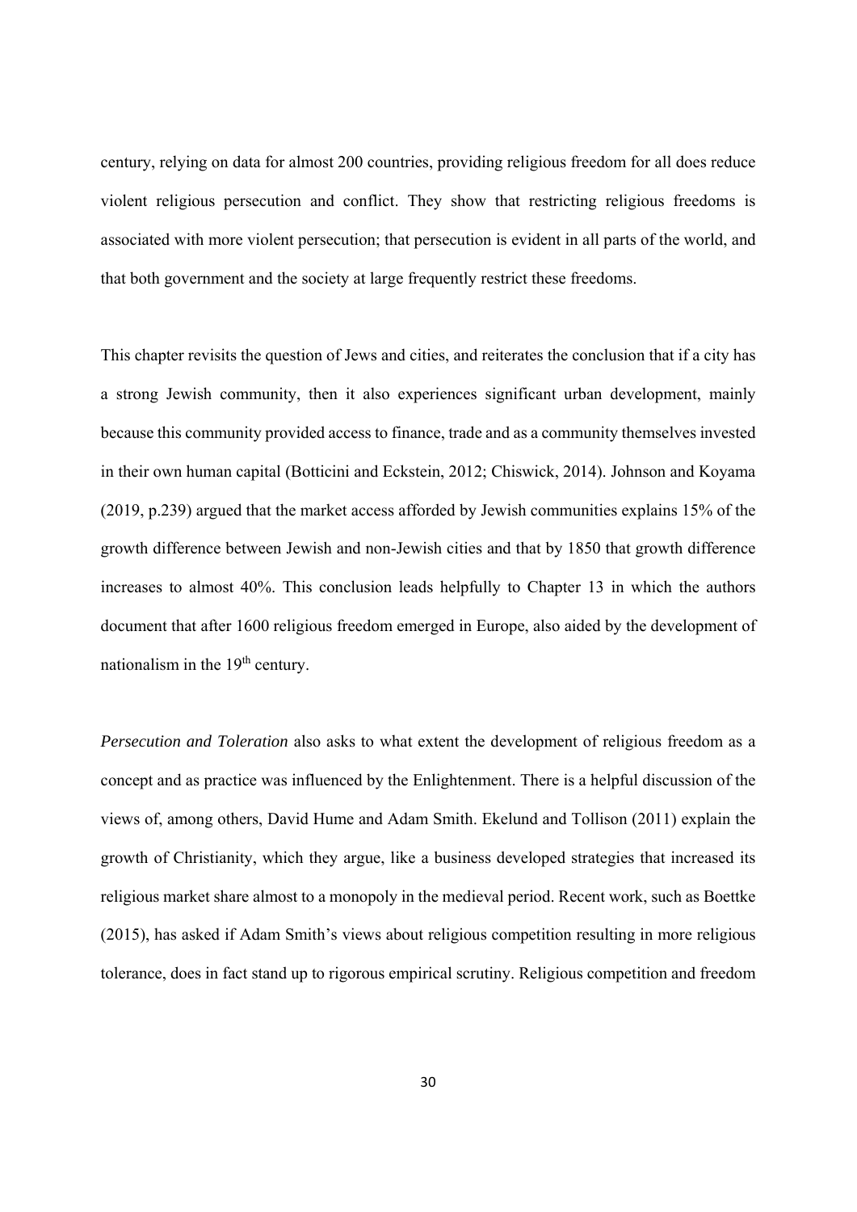century, relying on data for almost 200 countries, providing religious freedom for all does reduce violent religious persecution and conflict. They show that restricting religious freedoms is associated with more violent persecution; that persecution is evident in all parts of the world, and that both government and the society at large frequently restrict these freedoms.

This chapter revisits the question of Jews and cities, and reiterates the conclusion that if a city has a strong Jewish community, then it also experiences significant urban development, mainly because this community provided access to finance, trade and as a community themselves invested in their own human capital (Botticini and Eckstein, 2012; Chiswick, 2014). Johnson and Koyama (2019, p.239) argued that the market access afforded by Jewish communities explains 15% of the growth difference between Jewish and non-Jewish cities and that by 1850 that growth difference increases to almost 40%. This conclusion leads helpfully to Chapter 13 in which the authors document that after 1600 religious freedom emerged in Europe, also aided by the development of nationalism in the 19th century.

*Persecution and Toleration* also asks to what extent the development of religious freedom as a concept and as practice was influenced by the Enlightenment. There is a helpful discussion of the views of, among others, David Hume and Adam Smith. Ekelund and Tollison (2011) explain the growth of Christianity, which they argue, like a business developed strategies that increased its religious market share almost to a monopoly in the medieval period. Recent work, such as Boettke (2015), has asked if Adam Smith's views about religious competition resulting in more religious tolerance, does in fact stand up to rigorous empirical scrutiny. Religious competition and freedom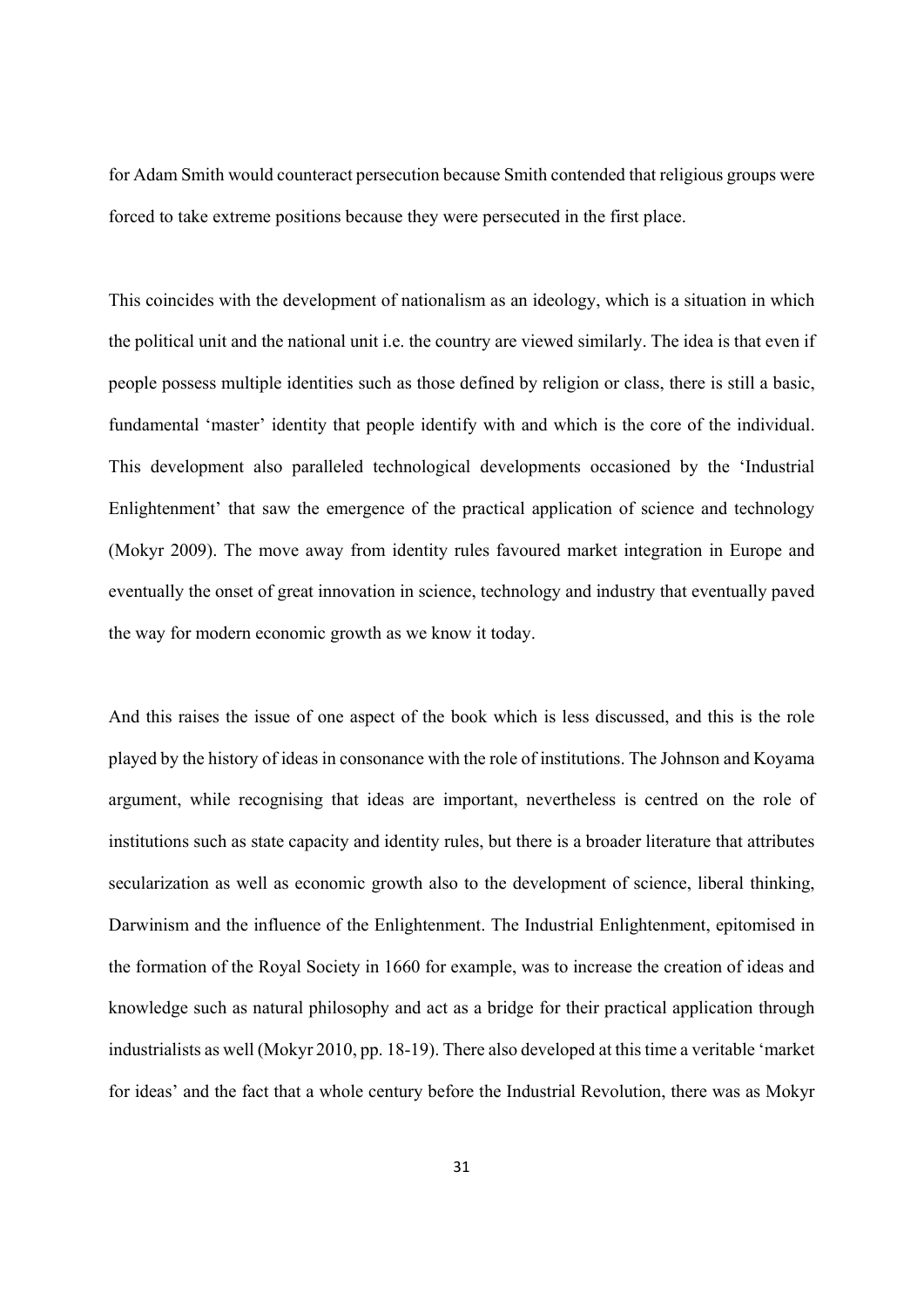for Adam Smith would counteract persecution because Smith contended that religious groups were forced to take extreme positions because they were persecuted in the first place.

This coincides with the development of nationalism as an ideology, which is a situation in which the political unit and the national unit i.e. the country are viewed similarly. The idea is that even if people possess multiple identities such as those defined by religion or class, there is still a basic, fundamental 'master' identity that people identify with and which is the core of the individual. This development also paralleled technological developments occasioned by the 'Industrial Enlightenment' that saw the emergence of the practical application of science and technology (Mokyr 2009). The move away from identity rules favoured market integration in Europe and eventually the onset of great innovation in science, technology and industry that eventually paved the way for modern economic growth as we know it today.

And this raises the issue of one aspect of the book which is less discussed, and this is the role played by the history of ideas in consonance with the role of institutions. The Johnson and Koyama argument, while recognising that ideas are important, nevertheless is centred on the role of institutions such as state capacity and identity rules, but there is a broader literature that attributes secularization as well as economic growth also to the development of science, liberal thinking, Darwinism and the influence of the Enlightenment. The Industrial Enlightenment, epitomised in the formation of the Royal Society in 1660 for example, was to increase the creation of ideas and knowledge such as natural philosophy and act as a bridge for their practical application through industrialists as well (Mokyr 2010, pp. 18-19). There also developed at this time a veritable 'market for ideas' and the fact that a whole century before the Industrial Revolution, there was as Mokyr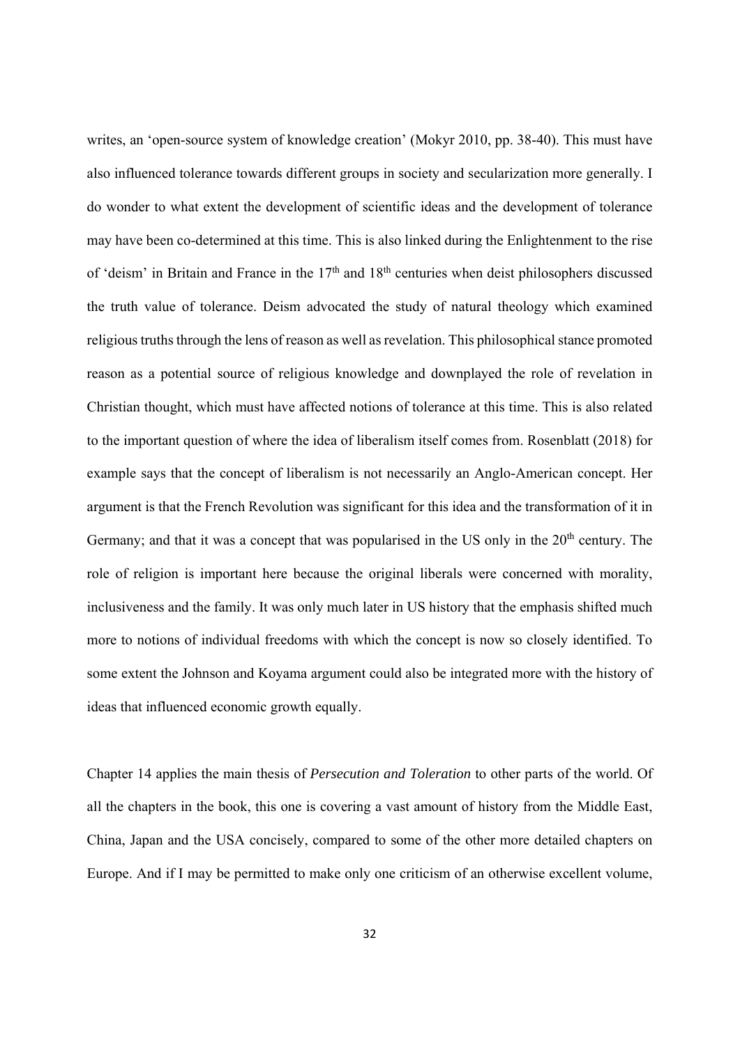writes, an 'open-source system of knowledge creation' (Mokyr 2010, pp. 38-40). This must have also influenced tolerance towards different groups in society and secularization more generally. I do wonder to what extent the development of scientific ideas and the development of tolerance may have been co-determined at this time. This is also linked during the Enlightenment to the rise of 'deism' in Britain and France in the 17th and 18th centuries when deist philosophers discussed the truth value of tolerance. Deism advocated the study of natural theology which examined religious truths through the lens of reason as well as revelation. This philosophical stance promoted reason as a potential source of religious knowledge and downplayed the role of revelation in Christian thought, which must have affected notions of tolerance at this time. This is also related to the important question of where the idea of liberalism itself comes from. Rosenblatt (2018) for example says that the concept of liberalism is not necessarily an Anglo-American concept. Her argument is that the French Revolution was significant for this idea and the transformation of it in Germany; and that it was a concept that was popularised in the US only in the 20th century. The role of religion is important here because the original liberals were concerned with morality, inclusiveness and the family. It was only much later in US history that the emphasis shifted much more to notions of individual freedoms with which the concept is now so closely identified. To some extent the Johnson and Koyama argument could also be integrated more with the history of ideas that influenced economic growth equally.

Chapter 14 applies the main thesis of *Persecution and Toleration* to other parts of the world. Of all the chapters in the book, this one is covering a vast amount of history from the Middle East, China, Japan and the USA concisely, compared to some of the other more detailed chapters on Europe. And if I may be permitted to make only one criticism of an otherwise excellent volume,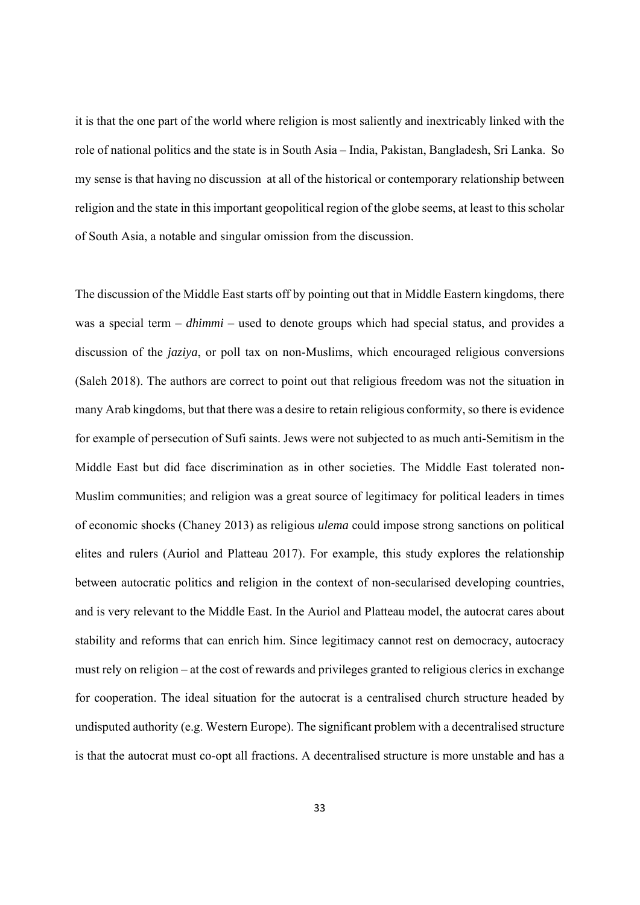it is that the one part of the world where religion is most saliently and inextricably linked with the role of national politics and the state is in South Asia – India, Pakistan, Bangladesh, Sri Lanka. So my sense is that having no discussion at all of the historical or contemporary relationship between religion and the state in this important geopolitical region of the globe seems, at least to this scholar of South Asia, a notable and singular omission from the discussion.

The discussion of the Middle East starts off by pointing out that in Middle Eastern kingdoms, there was a special term – *dhimmi* – used to denote groups which had special status, and provides a discussion of the *jaziya*, or poll tax on non-Muslims, which encouraged religious conversions (Saleh 2018). The authors are correct to point out that religious freedom was not the situation in many Arab kingdoms, but that there was a desire to retain religious conformity, so there is evidence for example of persecution of Sufi saints. Jews were not subjected to as much anti-Semitism in the Middle East but did face discrimination as in other societies. The Middle East tolerated non-Muslim communities; and religion was a great source of legitimacy for political leaders in times of economic shocks (Chaney 2013) as religious *ulema* could impose strong sanctions on political elites and rulers (Auriol and Platteau 2017). For example, this study explores the relationship between autocratic politics and religion in the context of non-secularised developing countries, and is very relevant to the Middle East. In the Auriol and Platteau model, the autocrat cares about stability and reforms that can enrich him. Since legitimacy cannot rest on democracy, autocracy must rely on religion – at the cost of rewards and privileges granted to religious clerics in exchange for cooperation. The ideal situation for the autocrat is a centralised church structure headed by undisputed authority (e.g. Western Europe). The significant problem with a decentralised structure is that the autocrat must co-opt all fractions. A decentralised structure is more unstable and has a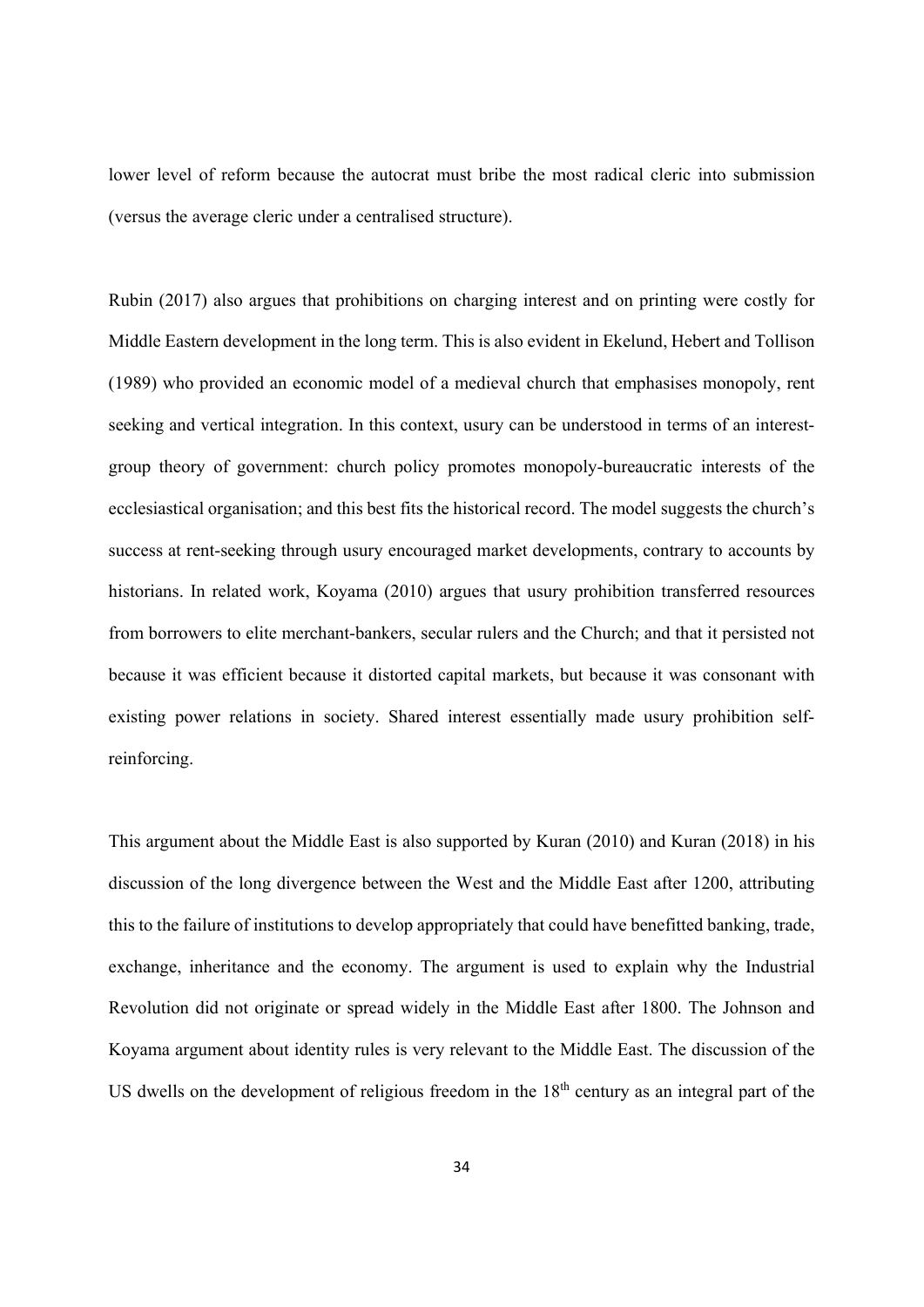lower level of reform because the autocrat must bribe the most radical cleric into submission (versus the average cleric under a centralised structure).

Rubin (2017) also argues that prohibitions on charging interest and on printing were costly for Middle Eastern development in the long term. This is also evident in Ekelund, Hebert and Tollison (1989) who provided an economic model of a medieval church that emphasises monopoly, rent seeking and vertical integration. In this context, usury can be understood in terms of an interest-group theory of government: church policy promotes monopoly-bureaucratic interests of the ecclesiastical organisation; and this best fits the historical record. The model suggests the church's success at rent-seeking through usury encouraged market developments, contrary to accounts by historians. In related work, Koyama (2010) argues that usury prohibition transferred resources from borrowers to elite merchant-bankers, secular rulers and the Church; and that it persisted not because it was efficient because it distorted capital markets, but because it was consonant with existing power relations in society. Shared interest essentially made usury prohibition self-reinforcing.

This argument about the Middle East is also supported by Kuran (2010) and Kuran (2018) in his discussion of the long divergence between the West and the Middle East after 1200, attributing this to the failure of institutions to develop appropriately that could have benefitted banking, trade, exchange, inheritance and the economy. The argument is used to explain why the Industrial Revolution did not originate or spread widely in the Middle East after 1800. The Johnson and Koyama argument about identity rules is very relevant to the Middle East. The discussion of the US dwells on the development of religious freedom in the 18th century as an integral part of the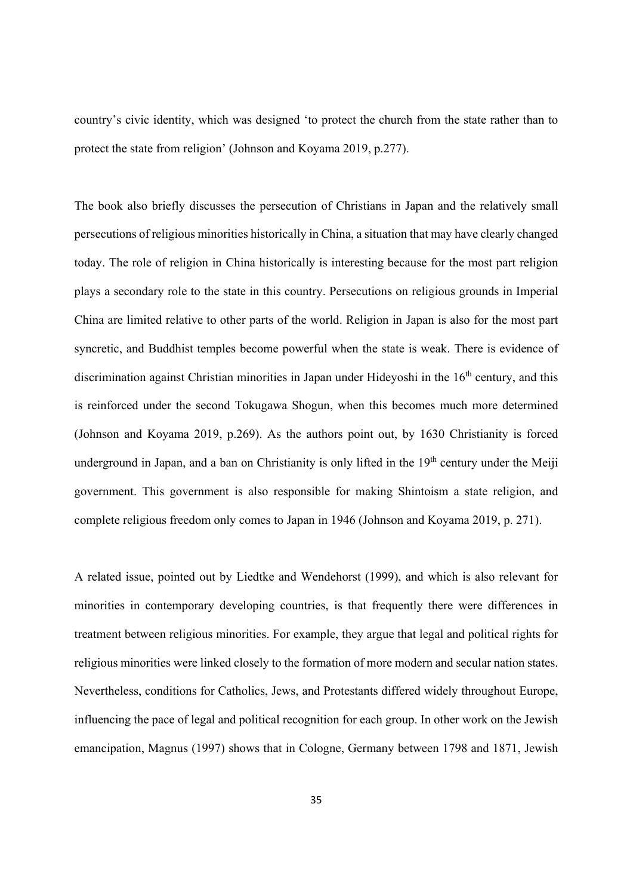country's civic identity, which was designed 'to protect the church from the state rather than to protect the state from religion' (Johnson and Koyama 2019, p.277).

The book also briefly discusses the persecution of Christians in Japan and the relatively small persecutions of religious minorities historically in China, a situation that may have clearly changed today. The role of religion in China historically is interesting because for the most part religion plays a secondary role to the state in this country. Persecutions on religious grounds in Imperial China are limited relative to other parts of the world. Religion in Japan is also for the most part syncretic, and Buddhist temples become powerful when the state is weak. There is evidence of discrimination against Christian minorities in Japan under Hideyoshi in the 16th century, and this is reinforced under the second Tokugawa Shogun, when this becomes much more determined (Johnson and Koyama 2019, p.269). As the authors point out, by 1630 Christianity is forced underground in Japan, and a ban on Christianity is only lifted in the 19th century under the Meiji government. This government is also responsible for making Shintoism a state religion, and complete religious freedom only comes to Japan in 1946 (Johnson and Koyama 2019, p. 271).

A related issue, pointed out by Liedtke and Wendehorst (1999), and which is also relevant for minorities in contemporary developing countries, is that frequently there were differences in treatment between religious minorities. For example, they argue that legal and political rights for religious minorities were linked closely to the formation of more modern and secular nation states. Nevertheless, conditions for Catholics, Jews, and Protestants differed widely throughout Europe, influencing the pace of legal and political recognition for each group. In other work on the Jewish emancipation, Magnus (1997) shows that in Cologne, Germany between 1798 and 1871, Jewish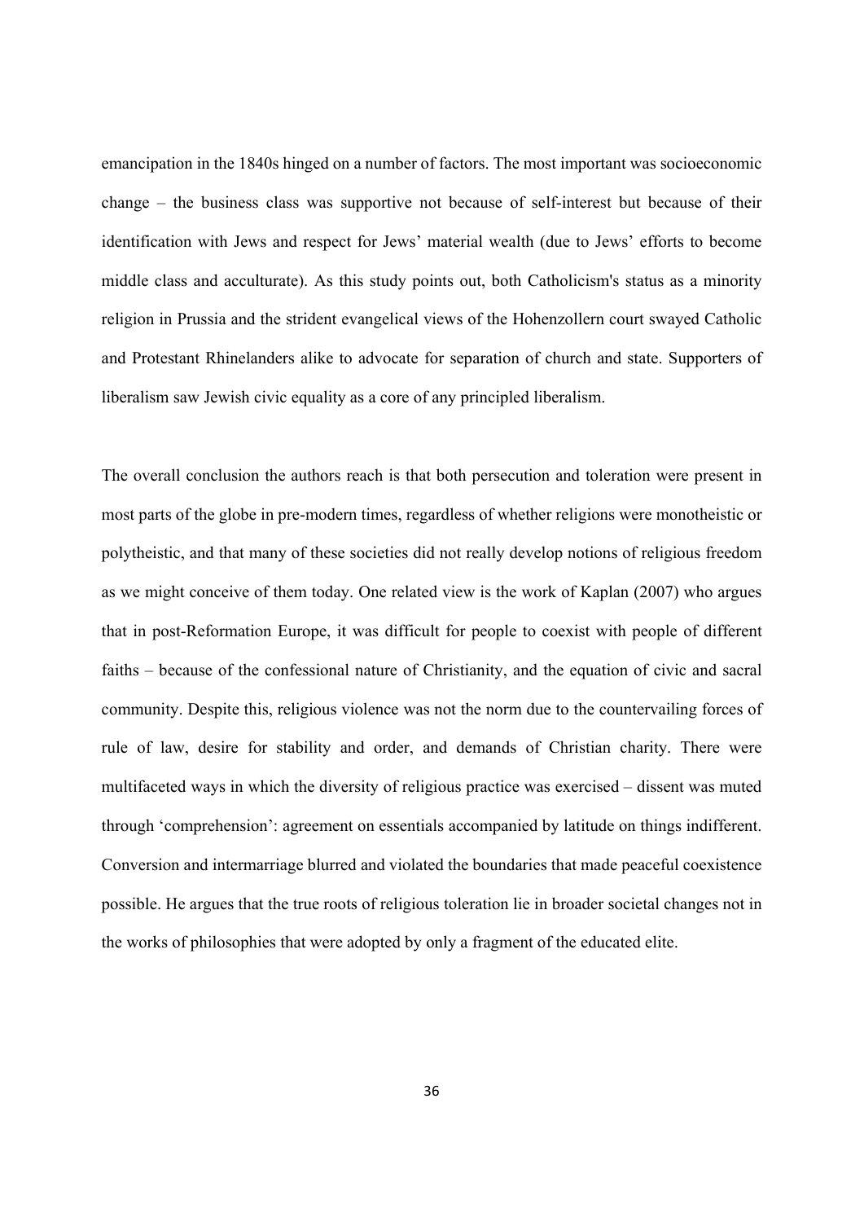emancipation in the 1840s hinged on a number of factors. The most important was socioeconomic change – the business class was supportive not because of self-interest but because of their identification with Jews and respect for Jews' material wealth (due to Jews' efforts to become middle class and acculturate). As this study points out, both Catholicism's status as a minority religion in Prussia and the strident evangelical views of the Hohenzollern court swayed Catholic and Protestant Rhinelanders alike to advocate for separation of church and state. Supporters of liberalism saw Jewish civic equality as a core of any principled liberalism.

The overall conclusion the authors reach is that both persecution and toleration were present in most parts of the globe in pre-modern times, regardless of whether religions were monotheistic or polytheistic, and that many of these societies did not really develop notions of religious freedom as we might conceive of them today. One related view is the work of Kaplan (2007) who argues that in post-Reformation Europe, it was difficult for people to coexist with people of different faiths – because of the confessional nature of Christianity, and the equation of civic and sacral community. Despite this, religious violence was not the norm due to the countervailing forces of rule of law, desire for stability and order, and demands of Christian charity. There were multifaceted ways in which the diversity of religious practice was exercised – dissent was muted through 'comprehension': agreement on essentials accompanied by latitude on things indifferent. Conversion and intermarriage blurred and violated the boundaries that made peaceful coexistence possible. He argues that the true roots of religious toleration lie in broader societal changes not in the works of philosophies that were adopted by only a fragment of the educated elite.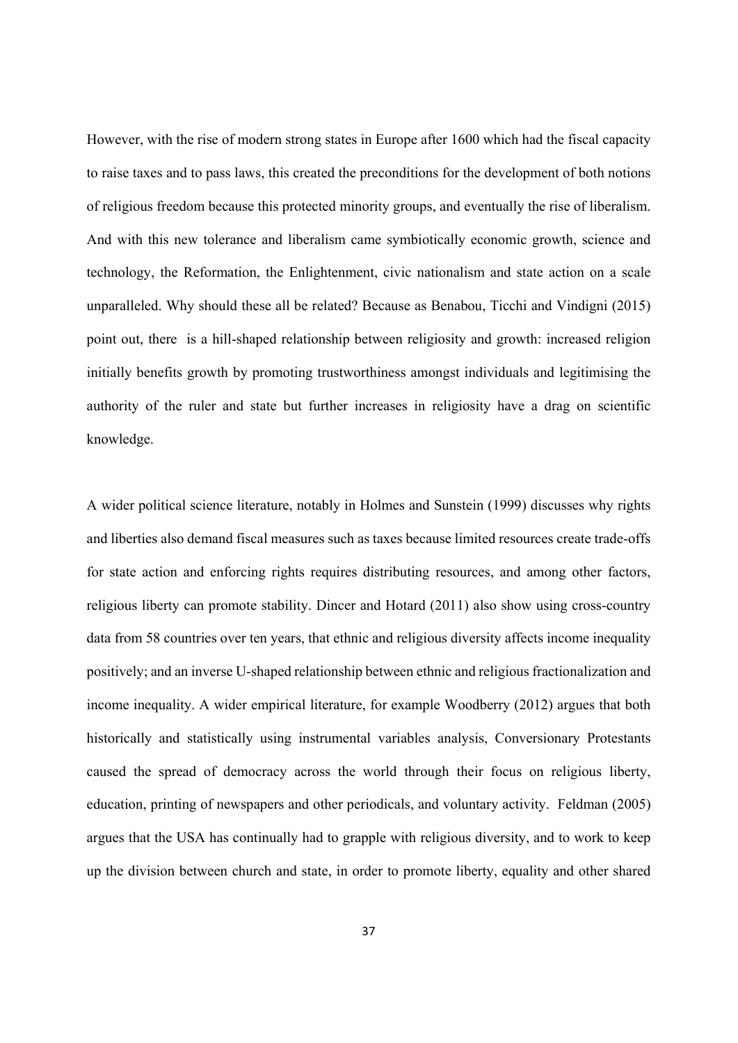However, with the rise of modern strong states in Europe after 1600 which had the fiscal capacity to raise taxes and to pass laws, this created the preconditions for the development of both notions of religious freedom because this protected minority groups, and eventually the rise of liberalism. And with this new tolerance and liberalism came symbiotically economic growth, science and technology, the Reformation, the Enlightenment, civic nationalism and state action on a scale unparalleled. Why should these all be related? Because as Benabou, Ticchi and Vindigni (2015) point out, there is a hill-shaped relationship between religiosity and growth: increased religion initially benefits growth by promoting trustworthiness amongst individuals and legitimising the authority of the ruler and state but further increases in religiosity have a drag on scientific knowledge.

A wider political science literature, notably in Holmes and Sunstein (1999) discusses why rights and liberties also demand fiscal measures such as taxes because limited resources create trade-offs for state action and enforcing rights requires distributing resources, and among other factors, religious liberty can promote stability. Dincer and Hotard (2011) also show using cross-country data from 58 countries over ten years, that ethnic and religious diversity affects income inequality positively; and an inverse U-shaped relationship between ethnic and religious fractionalization and income inequality. A wider empirical literature, for example Woodberry (2012) argues that both historically and statistically using instrumental variables analysis, Conversionary Protestants caused the spread of democracy across the world through their focus on religious liberty, education, printing of newspapers and other periodicals, and voluntary activity. Feldman (2005) argues that the USA has continually had to grapple with religious diversity, and to work to keep up the division between church and state, in order to promote liberty, equality and other shared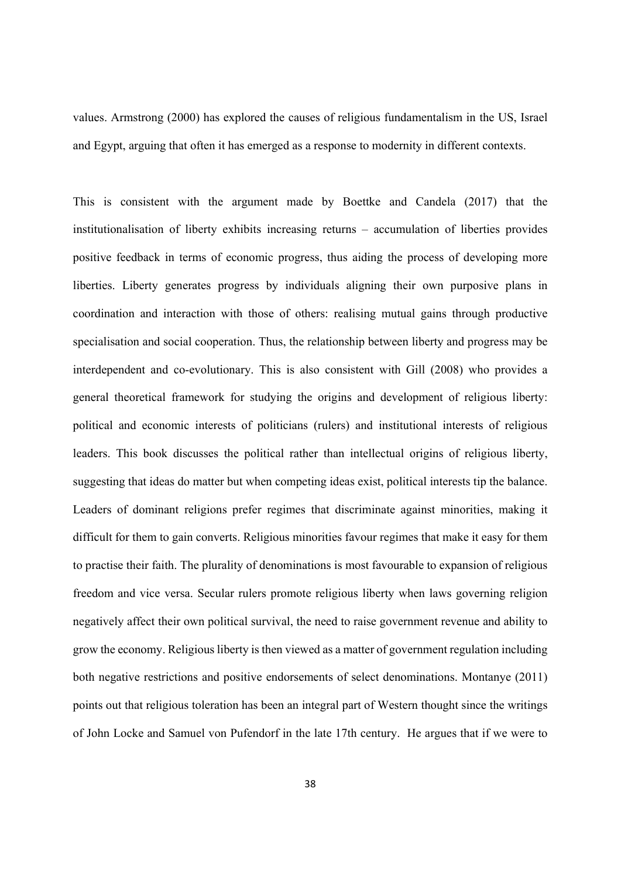values. Armstrong (2000) has explored the causes of religious fundamentalism in the US, Israel and Egypt, arguing that often it has emerged as a response to modernity in different contexts.

This is consistent with the argument made by Boettke and Candela (2017) that the institutionalisation of liberty exhibits increasing returns – accumulation of liberties provides positive feedback in terms of economic progress, thus aiding the process of developing more liberties. Liberty generates progress by individuals aligning their own purposive plans in coordination and interaction with those of others: realising mutual gains through productive specialisation and social cooperation. Thus, the relationship between liberty and progress may be interdependent and co-evolutionary. This is also consistent with Gill (2008) who provides a general theoretical framework for studying the origins and development of religious liberty: political and economic interests of politicians (rulers) and institutional interests of religious leaders. This book discusses the political rather than intellectual origins of religious liberty, suggesting that ideas do matter but when competing ideas exist, political interests tip the balance. Leaders of dominant religions prefer regimes that discriminate against minorities, making it difficult for them to gain converts. Religious minorities favour regimes that make it easy for them to practise their faith. The plurality of denominations is most favourable to expansion of religious freedom and vice versa. Secular rulers promote religious liberty when laws governing religion negatively affect their own political survival, the need to raise government revenue and ability to grow the economy. Religious liberty is then viewed as a matter of government regulation including both negative restrictions and positive endorsements of select denominations. Montanye (2011) points out that religious toleration has been an integral part of Western thought since the writings of John Locke and Samuel von Pufendorf in the late 17th century. He argues that if we were to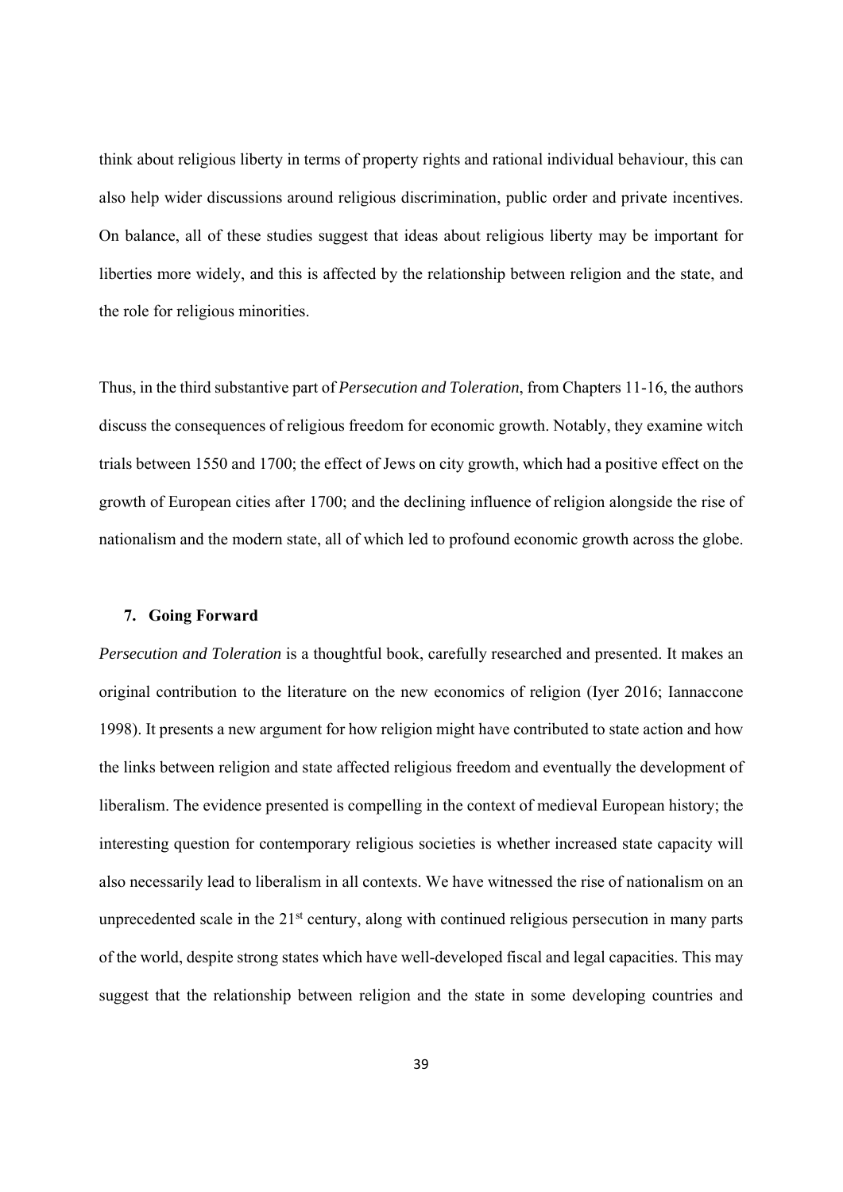think about religious liberty in terms of property rights and rational individual behaviour, this can also help wider discussions around religious discrimination, public order and private incentives. On balance, all of these studies suggest that ideas about religious liberty may be important for liberties more widely, and this is affected by the relationship between religion and the state, and the role for religious minorities.

Thus, in the third substantive part of *Persecution and Toleration*, from Chapters 11-16, the authors discuss the consequences of religious freedom for economic growth. Notably, they examine witch trials between 1550 and 1700; the effect of Jews on city growth, which had a positive effect on the growth of European cities after 1700; and the declining influence of religion alongside the rise of nationalism and the modern state, all of which led to profound economic growth across the globe.

## 7. Going Forward

*Persecution and Toleration* is a thoughtful book, carefully researched and presented. It makes an original contribution to the literature on the new economics of religion (Iyer 2016; Iannaccone 1998). It presents a new argument for how religion might have contributed to state action and how the links between religion and state affected religious freedom and eventually the development of liberalism. The evidence presented is compelling in the context of medieval European history; the interesting question for contemporary religious societies is whether increased state capacity will also necessarily lead to liberalism in all contexts. We have witnessed the rise of nationalism on an unprecedented scale in the 21st century, along with continued religious persecution in many parts of the world, despite strong states which have well-developed fiscal and legal capacities. This may suggest that the relationship between religion and the state in some developing countries and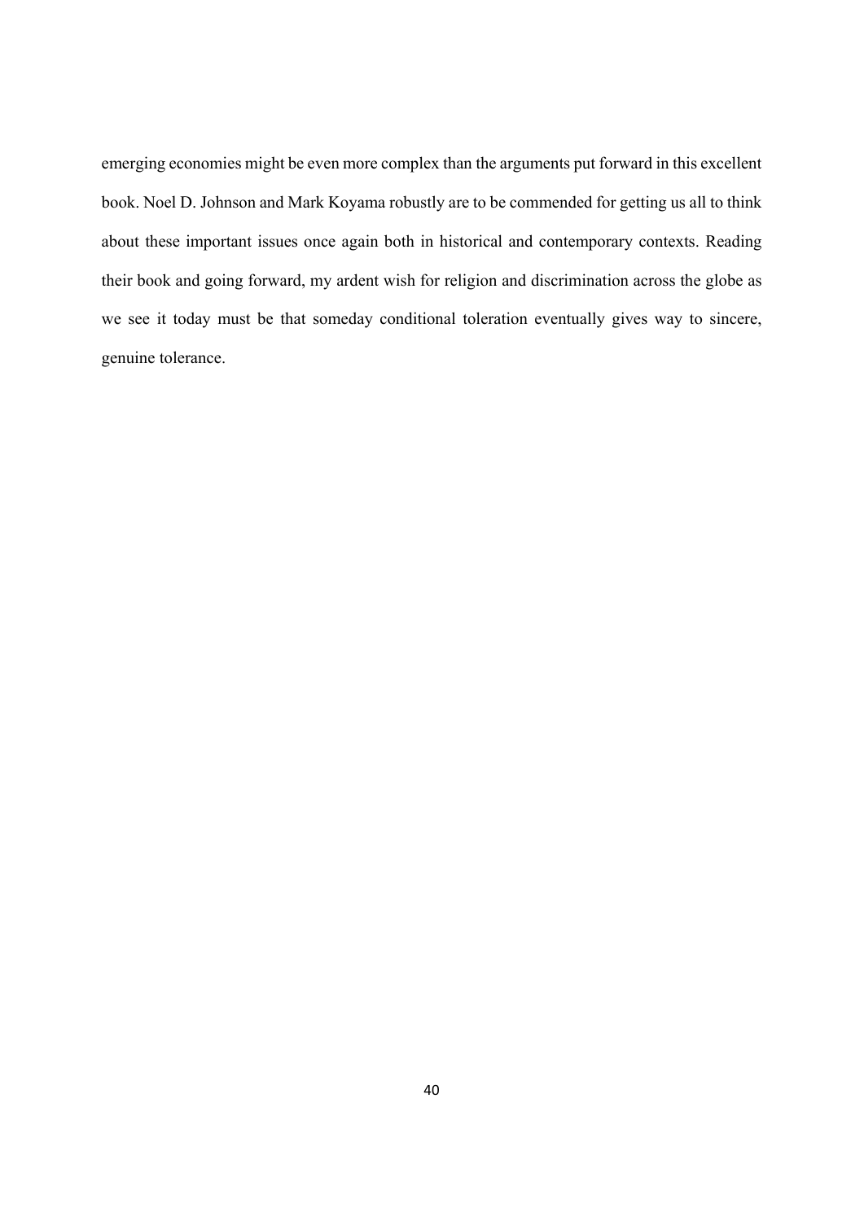emerging economies might be even more complex than the arguments put forward in this excellent book. Noel D. Johnson and Mark Koyama robustly are to be commended for getting us all to think about these important issues once again both in historical and contemporary contexts. Reading their book and going forward, my ardent wish for religion and discrimination across the globe as we see it today must be that someday conditional toleration eventually gives way to sincere, genuine tolerance.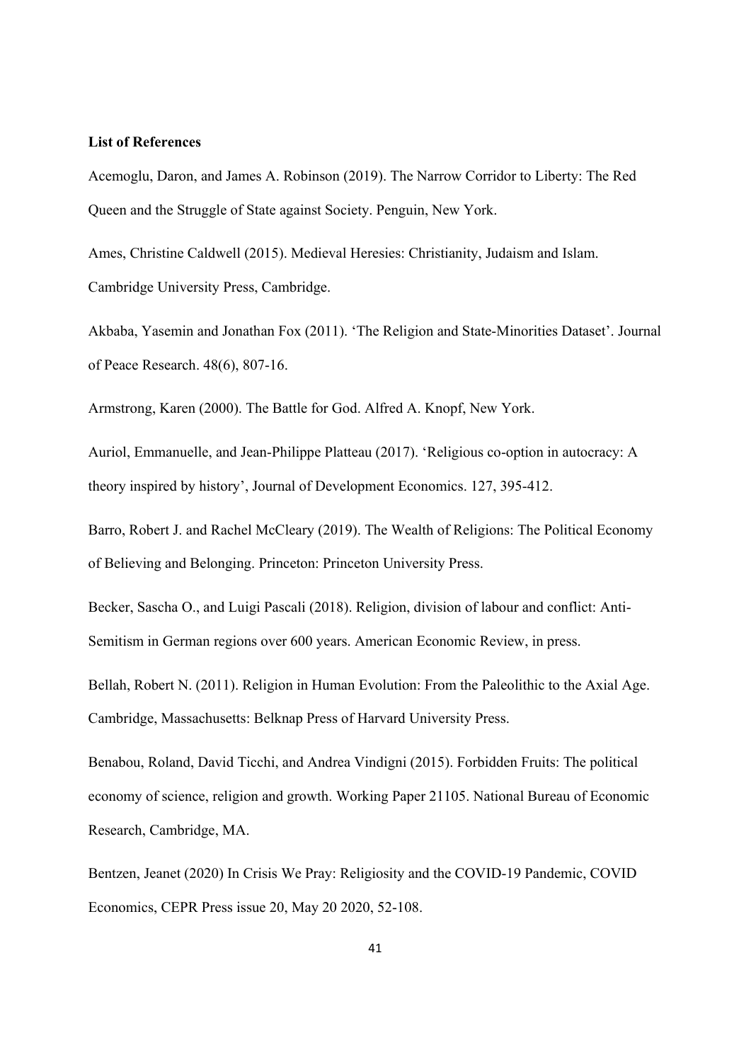**List of References**

Acemoglu, Daron, and James A. Robinson (2019). The Narrow Corridor to Liberty: The Red Queen and the Struggle of State against Society. Penguin, New York.

Ames, Christine Caldwell (2015). Medieval Heresies: Christianity, Judaism and Islam. Cambridge University Press, Cambridge.

Akbaba, Yasemin and Jonathan Fox (2011). 'The Religion and State-Minorities Dataset'. Journal of Peace Research. 48(6), 807-16.

Armstrong, Karen (2000). The Battle for God. Alfred A. Knopf, New York.

Auriol, Emmanuelle, and Jean-Philippe Platteau (2017). 'Religious co-option in autocracy: A theory inspired by history', Journal of Development Economics. 127, 395-412.

Barro, Robert J. and Rachel McCleary (2019). The Wealth of Religions: The Political Economy of Believing and Belonging. Princeton: Princeton University Press.

Becker, Sascha O., and Luigi Pascali (2018). Religion, division of labour and conflict: Anti-Semitism in German regions over 600 years. American Economic Review, in press.

Bellah, Robert N. (2011). Religion in Human Evolution: From the Paleolithic to the Axial Age. Cambridge, Massachusetts: Belknap Press of Harvard University Press.

Benabou, Roland, David Ticchi, and Andrea Vindigni (2015). Forbidden Fruits: The political economy of science, religion and growth. Working Paper 21105. National Bureau of Economic Research, Cambridge, MA.

Bentzen, Jeanet (2020) In Crisis We Pray: Religiosity and the COVID-19 Pandemic, COVID Economics, CEPR Press issue 20, May 20 2020, 52-108.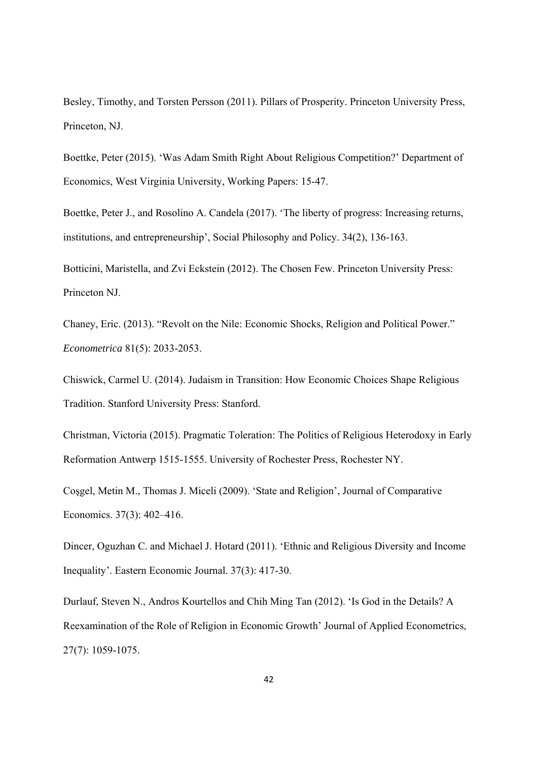Besley, Timothy, and Torsten Persson (2011). Pillars of Prosperity. Princeton University Press, Princeton, NJ.

Boettke, Peter (2015). 'Was Adam Smith Right About Religious Competition?' Department of Economics, West Virginia University, Working Papers: 15-47.

Boettke, Peter J., and Rosolino A. Candela (2017). 'The liberty of progress: Increasing returns, institutions, and entrepreneurship', Social Philosophy and Policy. 34(2), 136-163.

Botticini, Maristella, and Zvi Eckstein (2012). The Chosen Few. Princeton University Press: Princeton NJ.

Chaney, Eric. (2013). "Revolt on the Nile: Economic Shocks, Religion and Political Power." *Econometrica* 81(5): 2033-2053.

Chiswick, Carmel U. (2014). Judaism in Transition: How Economic Choices Shape Religious Tradition. Stanford University Press: Stanford.

Christman, Victoria (2015). Pragmatic Toleration: The Politics of Religious Heterodoxy in Early Reformation Antwerp 1515-1555. University of Rochester Press, Rochester NY.

Coşgel, Metin M., Thomas J. Miceli (2009). 'State and Religion', Journal of Comparative Economics. 37(3): 402–416.

Dincer, Oguzhan C. and Michael J. Hotard (2011). 'Ethnic and Religious Diversity and Income Inequality'. Eastern Economic Journal. 37(3): 417-30.

Durlauf, Steven N., Andros Kourtellos and Chih Ming Tan (2012). 'Is God in the Details? A Reexamination of the Role of Religion in Economic Growth' Journal of Applied Econometrics, 27(7): 1059-1075.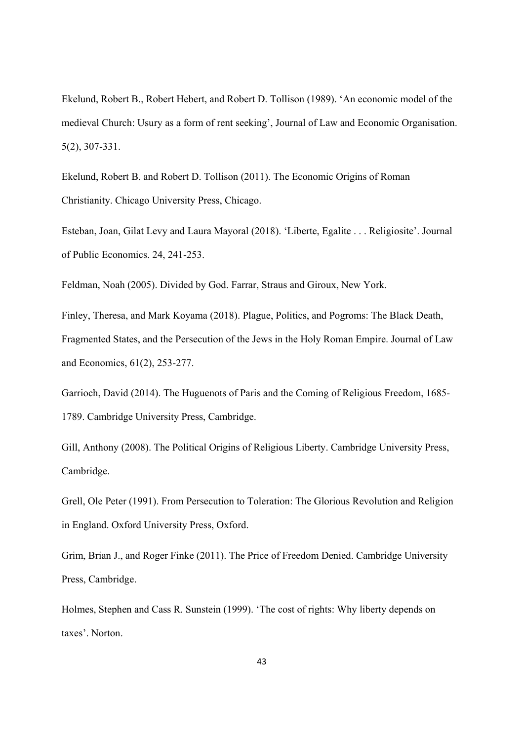Ekelund, Robert B., Robert Hebert, and Robert D. Tollison (1989). 'An economic model of the medieval Church: Usury as a form of rent seeking', Journal of Law and Economic Organisation. 5(2), 307-331.

Ekelund, Robert B. and Robert D. Tollison (2011). The Economic Origins of Roman Christianity. Chicago University Press, Chicago.

Esteban, Joan, Gilat Levy and Laura Mayoral (2018). 'Liberte, Egalite . . . Religiosite'. Journal of Public Economics. 24, 241-253.

Feldman, Noah (2005). Divided by God. Farrar, Straus and Giroux, New York.

Finley, Theresa, and Mark Koyama (2018). Plague, Politics, and Pogroms: The Black Death, Fragmented States, and the Persecution of the Jews in the Holy Roman Empire. Journal of Law and Economics, 61(2), 253-277.

Garrioch, David (2014). The Huguenots of Paris and the Coming of Religious Freedom, 1685-1789. Cambridge University Press, Cambridge.

Gill, Anthony (2008). The Political Origins of Religious Liberty. Cambridge University Press, Cambridge.

Grell, Ole Peter (1991). From Persecution to Toleration: The Glorious Revolution and Religion in England. Oxford University Press, Oxford.

Grim, Brian J., and Roger Finke (2011). The Price of Freedom Denied. Cambridge University Press, Cambridge.

Holmes, Stephen and Cass R. Sunstein (1999). 'The cost of rights: Why liberty depends on taxes'. Norton.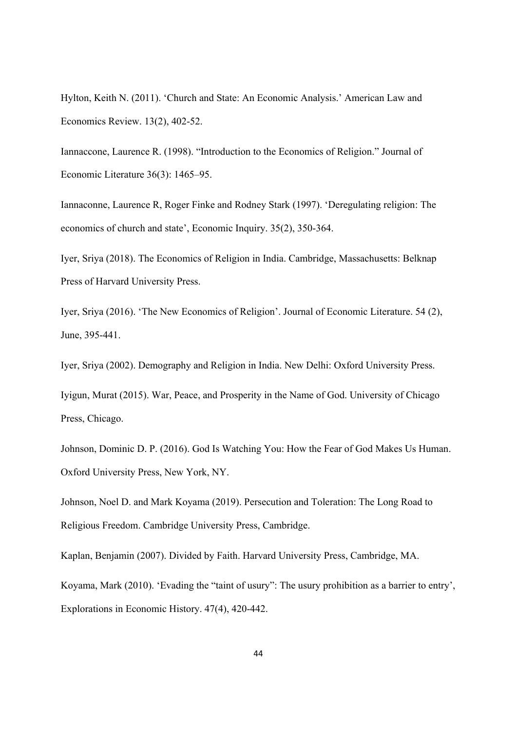Hylton, Keith N. (2011). ‘Church and State: An Economic Analysis.’ American Law and Economics Review. 13(2), 402-52.

Iannaccone, Laurence R. (1998). “Introduction to the Economics of Religion.” Journal of Economic Literature 36(3): 1465–95.

Iannaconne, Laurence R, Roger Finke and Rodney Stark (1997). ‘Deregulating religion: The economics of church and state’, Economic Inquiry. 35(2), 350-364.

Iyer, Sriya (2018). The Economics of Religion in India. Cambridge, Massachusetts: Belknap Press of Harvard University Press.

Iyer, Sriya (2016). ‘The New Economics of Religion’. Journal of Economic Literature. 54 (2), June, 395-441.

Iyer, Sriya (2002). Demography and Religion in India. New Delhi: Oxford University Press.

Iyigun, Murat (2015). War, Peace, and Prosperity in the Name of God. University of Chicago Press, Chicago.

Johnson, Dominic D. P. (2016). God Is Watching You: How the Fear of God Makes Us Human. Oxford University Press, New York, NY.

Johnson, Noel D. and Mark Koyama (2019). Persecution and Toleration: The Long Road to Religious Freedom. Cambridge University Press, Cambridge.

Kaplan, Benjamin (2007). Divided by Faith. Harvard University Press, Cambridge, MA.

Koyama, Mark (2010). ‘Evading the “taint of usury”: The usury prohibition as a barrier to entry’, Explorations in Economic History. 47(4), 420-442.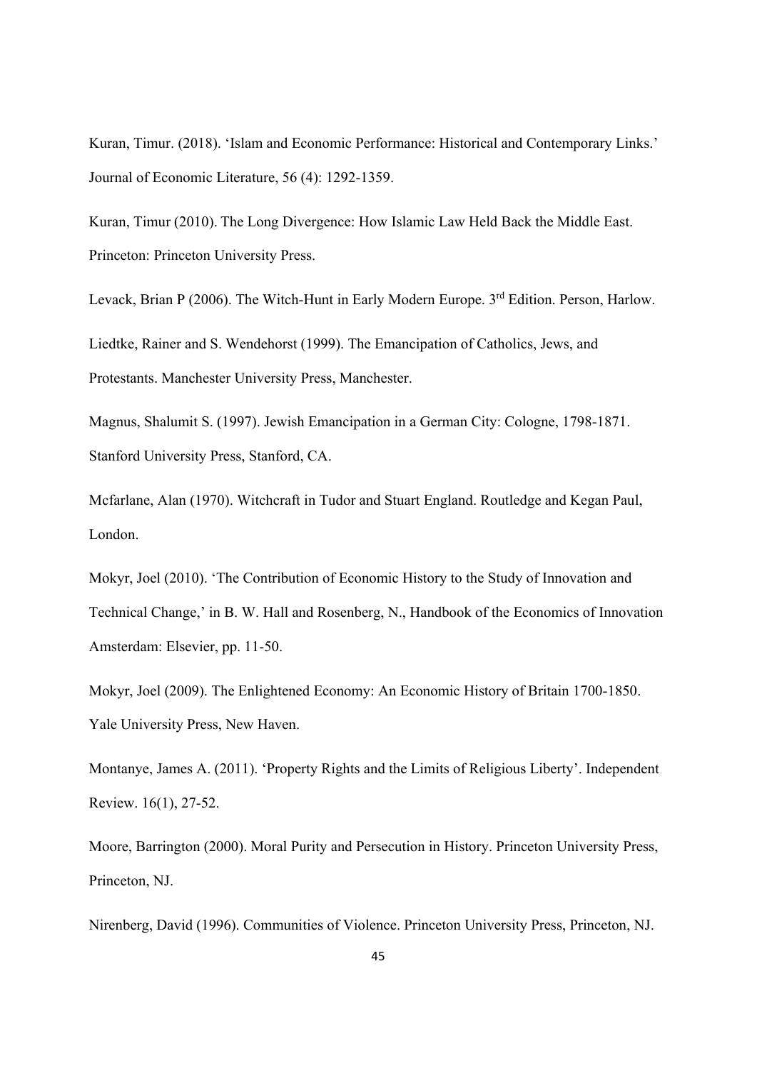Kuran, Timur. (2018). 'Islam and Economic Performance: Historical and Contemporary Links.' Journal of Economic Literature, 56 (4): 1292-1359.

Kuran, Timur (2010). The Long Divergence: How Islamic Law Held Back the Middle East. Princeton: Princeton University Press.

Levack, Brian P (2006). The Witch-Hunt in Early Modern Europe. 3rd Edition. Person, Harlow.

Liedtke, Rainer and S. Wendehorst (1999). The Emancipation of Catholics, Jews, and Protestants. Manchester University Press, Manchester.

Magnus, Shalumit S. (1997). Jewish Emancipation in a German City: Cologne, 1798-1871. Stanford University Press, Stanford, CA.

Mcfarlane, Alan (1970). Witchcraft in Tudor and Stuart England. Routledge and Kegan Paul, London.

Mokyr, Joel (2010). 'The Contribution of Economic History to the Study of Innovation and Technical Change,' in B. W. Hall and Rosenberg, N., Handbook of the Economics of Innovation Amsterdam: Elsevier, pp. 11-50.

Mokyr, Joel (2009). The Enlightened Economy: An Economic History of Britain 1700-1850. Yale University Press, New Haven.

Montanye, James A. (2011). 'Property Rights and the Limits of Religious Liberty'. Independent Review. 16(1), 27-52.

Moore, Barrington (2000). Moral Purity and Persecution in History. Princeton University Press, Princeton, NJ.

Nirenberg, David (1996). Communities of Violence. Princeton University Press, Princeton, NJ.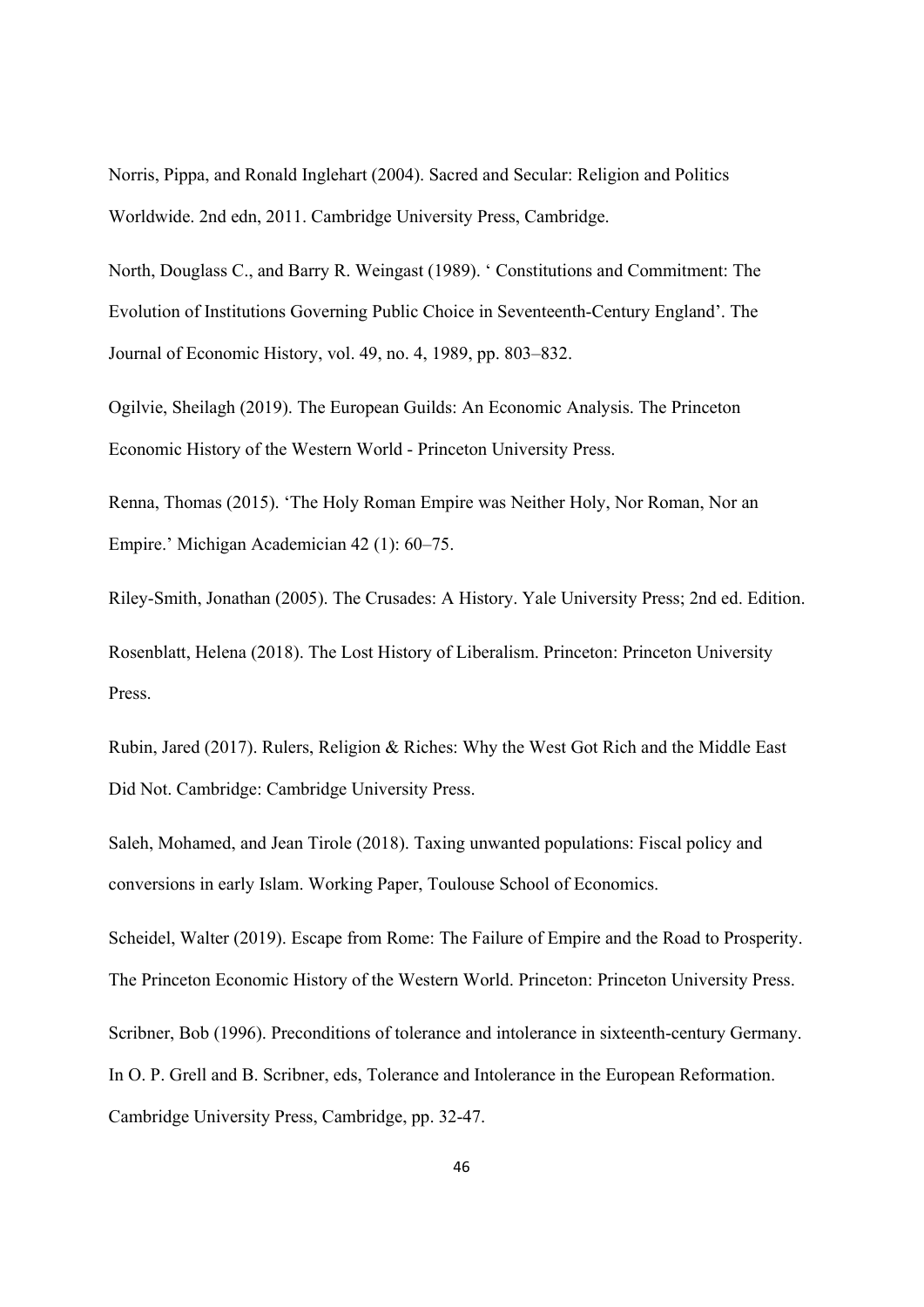Norris, Pippa, and Ronald Inglehart (2004). Sacred and Secular: Religion and Politics Worldwide. 2nd edn, 2011. Cambridge University Press, Cambridge.

North, Douglass C., and Barry R. Weingast (1989). ' Constitutions and Commitment: The Evolution of Institutions Governing Public Choice in Seventeenth-Century England'. The Journal of Economic History, vol. 49, no. 4, 1989, pp. 803–832.

Ogilvie, Sheilagh (2019). The European Guilds: An Economic Analysis. The Princeton Economic History of the Western World - Princeton University Press.

Renna, Thomas (2015). 'The Holy Roman Empire was Neither Holy, Nor Roman, Nor an Empire.' Michigan Academician 42 (1): 60–75.

Riley-Smith, Jonathan (2005). The Crusades: A History. Yale University Press; 2nd ed. Edition.

Rosenblatt, Helena (2018). The Lost History of Liberalism. Princeton: Princeton University Press.

Rubin, Jared (2017). Rulers, Religion & Riches: Why the West Got Rich and the Middle East Did Not. Cambridge: Cambridge University Press.

Saleh, Mohamed, and Jean Tirole (2018). Taxing unwanted populations: Fiscal policy and conversions in early Islam. Working Paper, Toulouse School of Economics.

Scheidel, Walter (2019). Escape from Rome: The Failure of Empire and the Road to Prosperity. The Princeton Economic History of the Western World. Princeton: Princeton University Press.

Scribner, Bob (1996). Preconditions of tolerance and intolerance in sixteenth-century Germany. In O. P. Grell and B. Scribner, eds, Tolerance and Intolerance in the European Reformation. Cambridge University Press, Cambridge, pp. 32-47.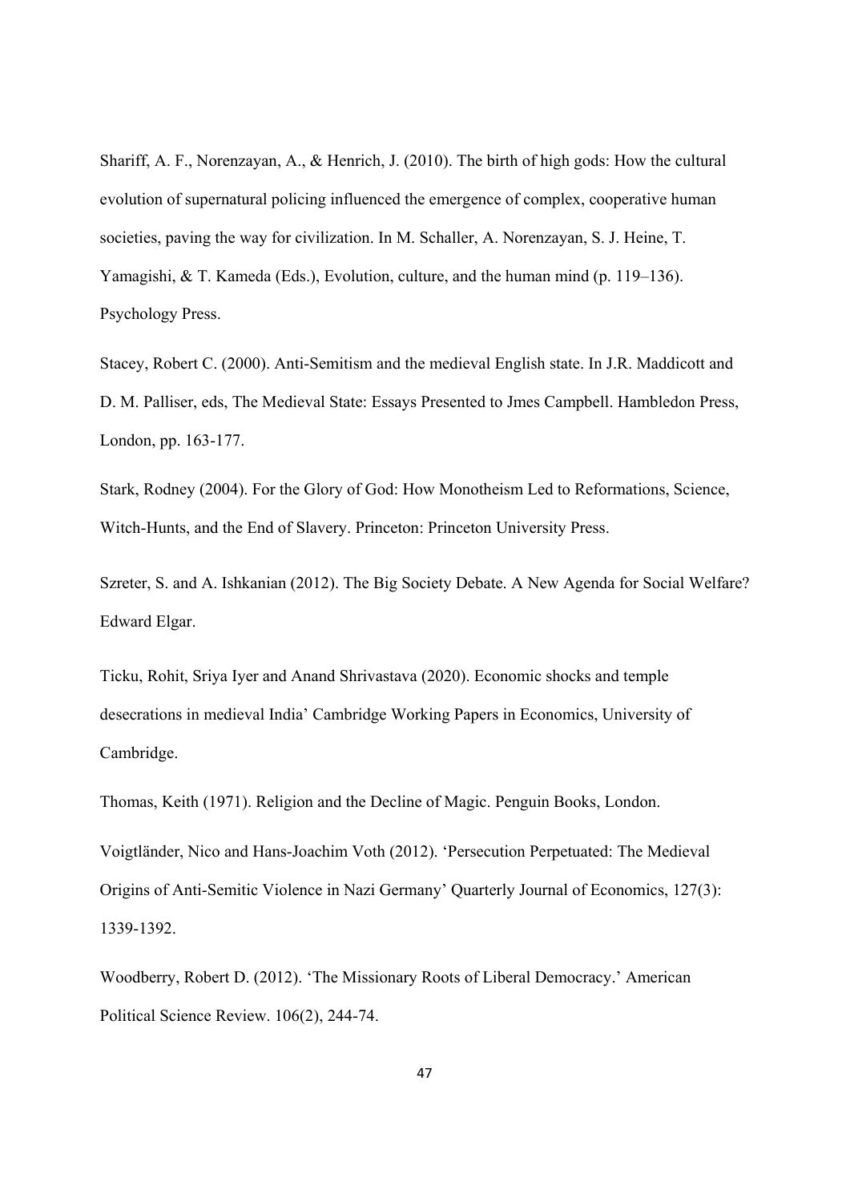Shariff, A. F., Norenzayan, A., & Henrich, J. (2010). The birth of high gods: How the cultural evolution of supernatural policing influenced the emergence of complex, cooperative human societies, paving the way for civilization. In M. Schaller, A. Norenzayan, S. J. Heine, T. Yamagishi, & T. Kameda (Eds.), Evolution, culture, and the human mind (p. 119–136). Psychology Press.

Stacey, Robert C. (2000). Anti-Semitism and the medieval English state. In J.R. Maddicott and D. M. Palliser, eds, The Medieval State: Essays Presented to Jmes Campbell. Hambledon Press, London, pp. 163-177.

Stark, Rodney (2004). For the Glory of God: How Monotheism Led to Reformations, Science, Witch-Hunts, and the End of Slavery. Princeton: Princeton University Press.

Szreter, S. and A. Ishkanian (2012). The Big Society Debate. A New Agenda for Social Welfare? Edward Elgar.

Ticku, Rohit, Sriya Iyer and Anand Shrivastava (2020). Economic shocks and temple desecrations in medieval India' Cambridge Working Papers in Economics, University of Cambridge.

Thomas, Keith (1971). Religion and the Decline of Magic. Penguin Books, London.

Voigtländer, Nico and Hans-Joachim Voth (2012). 'Persecution Perpetuated: The Medieval Origins of Anti-Semitic Violence in Nazi Germany' Quarterly Journal of Economics, 127(3): 1339-1392.

Woodberry, Robert D. (2012). 'The Missionary Roots of Liberal Democracy.' American Political Science Review. 106(2), 244-74.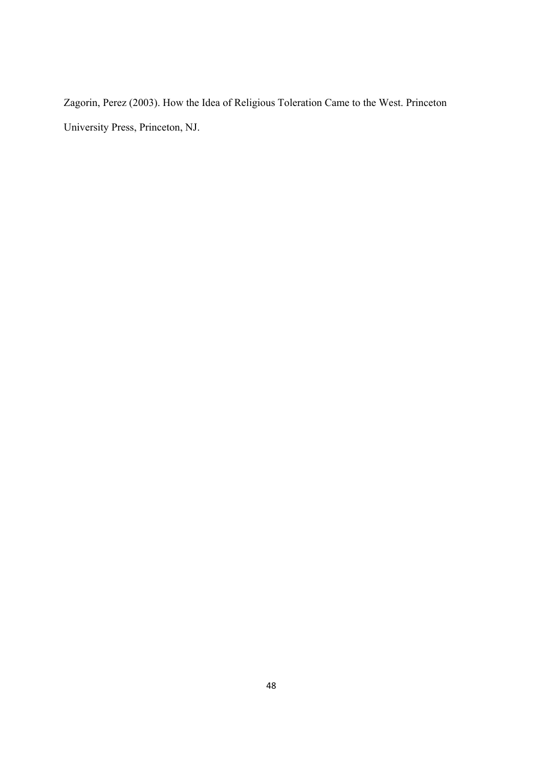Zagorin, Perez (2003). How the Idea of Religious Toleration Came to the West. Princeton University Press, Princeton, NJ.